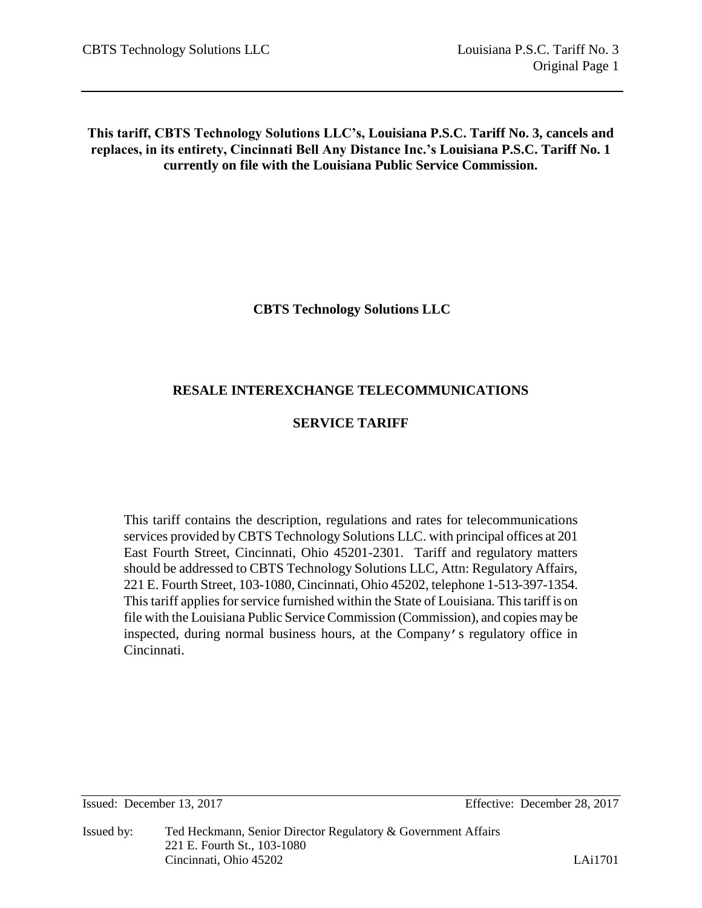**This tariff, CBTS Technology Solutions LLC's, Louisiana P.S.C. Tariff No. 3, cancels and replaces, in its entirety, Cincinnati Bell Any Distance Inc.'s Louisiana P.S.C. Tariff No. 1 currently on file with the Louisiana Public Service Commission.**

**CBTS Technology Solutions LLC**

**RESALE INTEREXCHANGE TELECOMMUNICATIONS**

**SERVICE TARIFF**

This tariff contains the description, regulations and rates for telecommunications services provided by CBTS Technology Solutions LLC. with principal offices at 201 East Fourth Street, Cincinnati, Ohio 45201-2301. Tariff and regulatory matters should be addressed to CBTS Technology Solutions LLC, Attn: Regulatory Affairs, 221 E. Fourth Street, 103-1080, Cincinnati, Ohio 45202, telephone 1-513-397-1354. This tariff applies for service furnished within the State of Louisiana. This tariff is on file with the Louisiana Public Service Commission (Commission), and copies may be inspected, during normal business hours, at the Company's regulatory office in Cincinnati.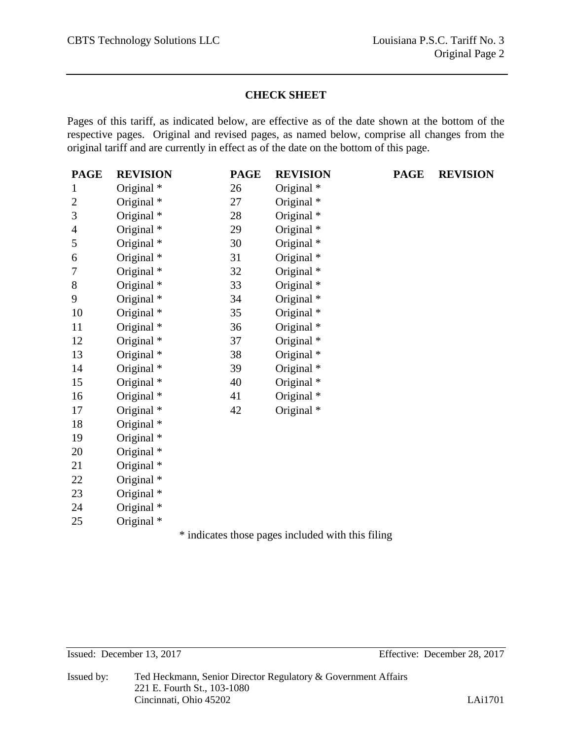## CHECK SHEET

Pages of this tariff, as indicated below, are effective as of the date shown at the bottom of the respective pages. Original and revised pages, as named below, comprise all changes from the original tariff and are currently in effect as of the date on the bottom of this page.

| PAGE | REVISION | PAGE | REVISION | PAGE | REVISION |
|---|---|---|---|---|---|
| 1 | Original * | 26 | Original * | | |
| 2 | Original * | 27 | Original * | | |
| 3 | Original * | 28 | Original * | | |
| 4 | Original * | 29 | Original * | | |
| 5 | Original * | 30 | Original * | | |
| 6 | Original * | 31 | Original * | | |
| 7 | Original * | 32 | Original * | | |
| 8 | Original * | 33 | Original * | | |
| 9 | Original * | 34 | Original * | | |
| 10 | Original * | 35 | Original * | | |
| 11 | Original * | 36 | Original * | | |
| 12 | Original * | 37 | Original * | | |
| 13 | Original * | 38 | Original * | | |
| 14 | Original * | 39 | Original * | | |
| 15 | Original * | 40 | Original * | | |
| 16 | Original * | 41 | Original * | | |
| 17 | Original * | 42 | Original * | | |
| 18 | Original * | | | | |
| 19 | Original * | | | | |
| 20 | Original * | | | | |
| 21 | Original * | | | | |
| 22 | Original * | | | | |
| 23 | Original * | | | | |
| 24 | Original * | | | | |
| 25 | Original * | | | | |

* indicates those pages included with this filing

Issued: December 13, 2017 Effective: December 28, 2017

Issued by: Ted Heckmann, Senior Director Regulatory & Government Affairs
221 E. Fourth St., 103-1080
Cincinnati, Ohio 45202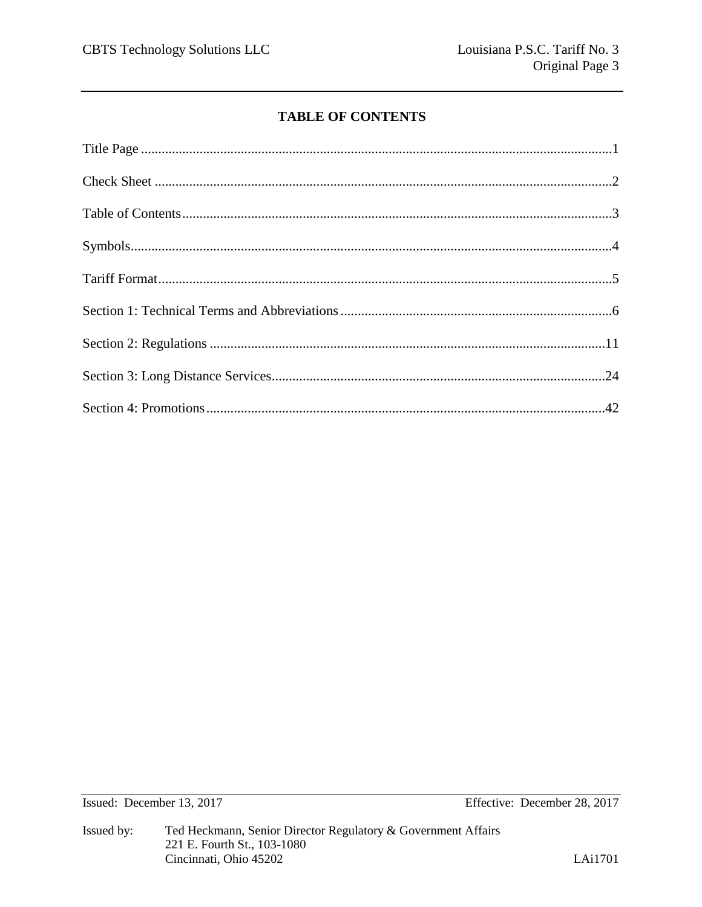# TABLE OF CONTENTS

| Section | Page |
|---|---|
| Title Page | 1 |
| Check Sheet | 2 |
| Table of Contents | 3 |
| Symbols | 4 |
| Tariff Format | 5 |
| Section 1: Technical Terms and Abbreviations | 6 |
| Section 2: Regulations | 11 |
| Section 3: Long Distance Services | 24 |
| Section 4: Promotions | 42 |

Issued: December 13, 2017 Effective: December 28, 2017

Issued by: Ted Heckmann, Senior Director Regulatory & Government Affairs
221 E. Fourth St., 103-1080
Cincinnati, Ohio 45202

LAi1701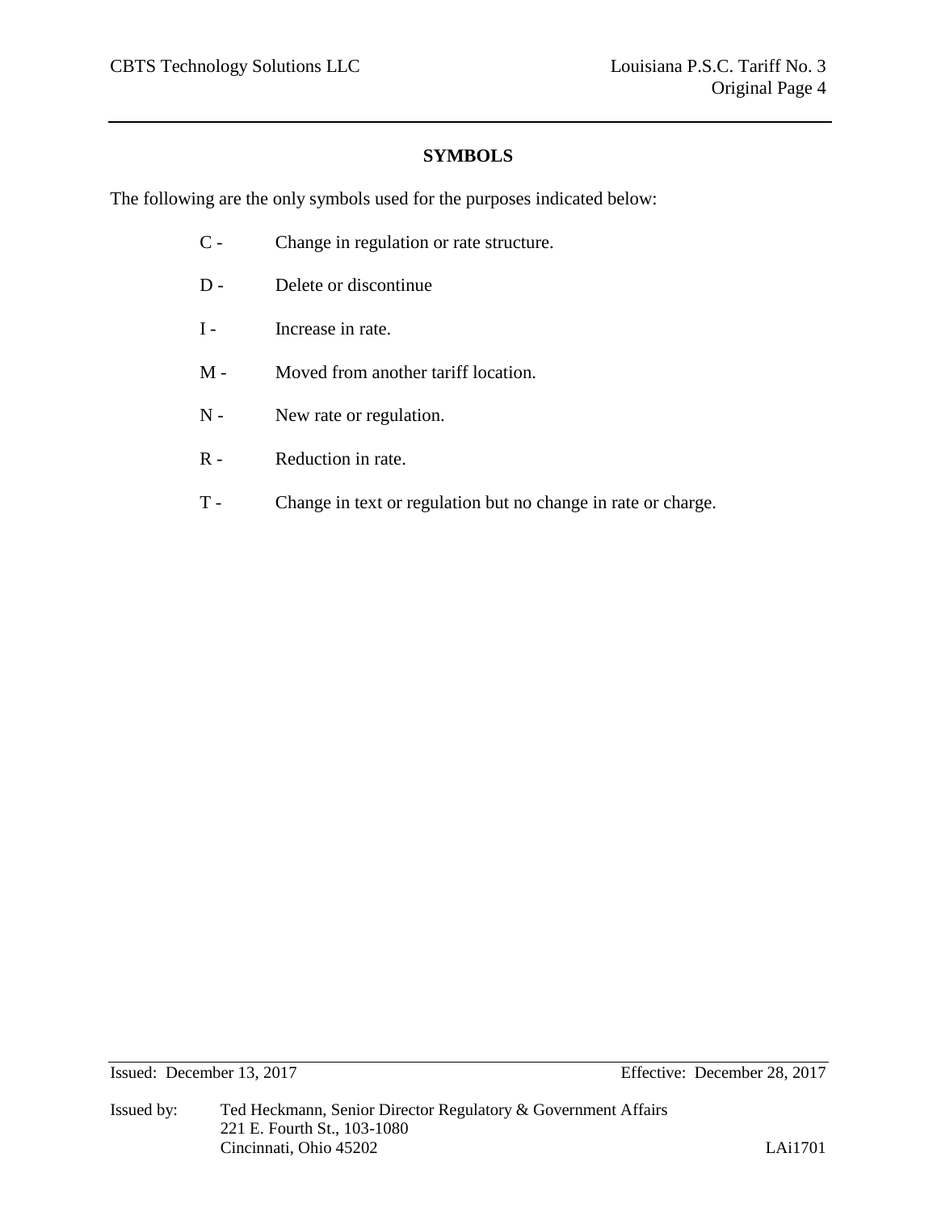## SYMBOLS

The following are the only symbols used for the purposes indicated below:

- C - Change in regulation or rate structure.
- D - Delete or discontinue
- I - Increase in rate.
- M - Moved from another tariff location.
- N - New rate or regulation.
- R - Reduction in rate.
- T - Change in text or regulation but no change in rate or charge.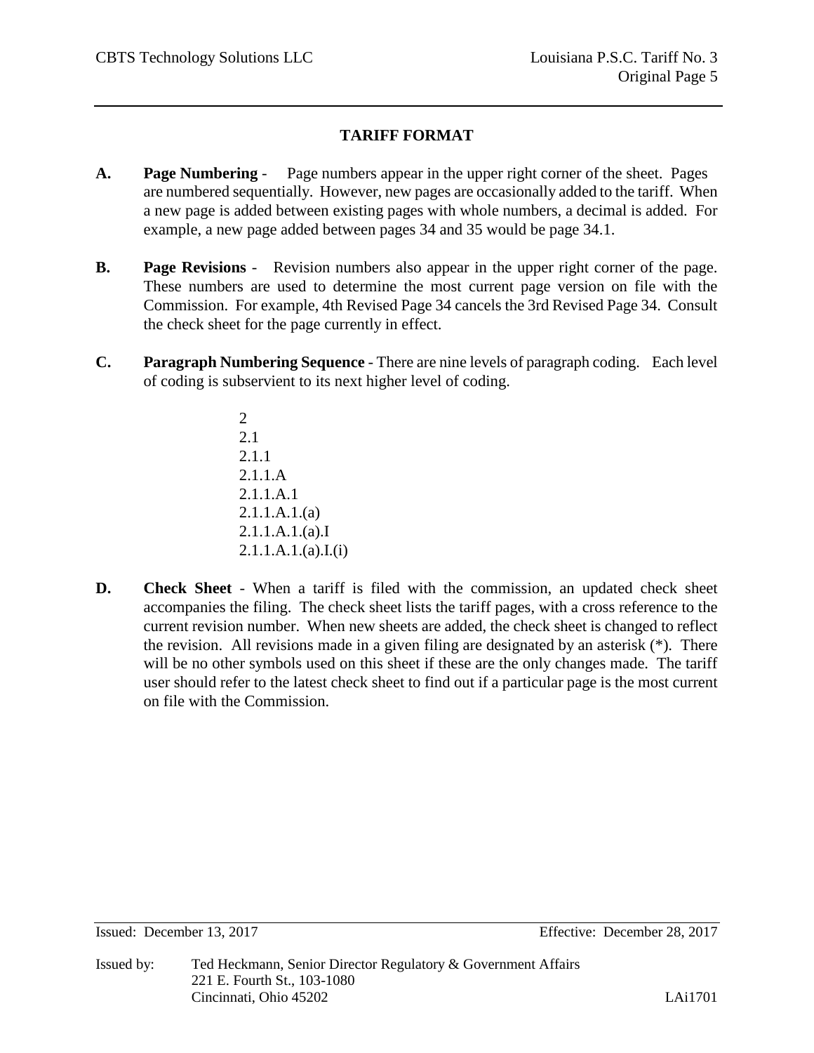# TARIFF FORMAT

**A. Page Numbering** - Page numbers appear in the upper right corner of the sheet. Pages are numbered sequentially. However, new pages are occasionally added to the tariff. When a new page is added between existing pages with whole numbers, a decimal is added. For example, a new page added between pages 34 and 35 would be page 34.1.

**B. Page Revisions** - Revision numbers also appear in the upper right corner of the page. These numbers are used to determine the most current page version on file with the Commission. For example, 4th Revised Page 34 cancels the 3rd Revised Page 34. Consult the check sheet for the page currently in effect.

**C. Paragraph Numbering Sequence** - There are nine levels of paragraph coding. Each level of coding is subservient to its next higher level of coding.

2
2.1
2.1.1
2.1.1.A
2.1.1.A.1
2.1.1.A.1.(a)
2.1.1.A.1.(a).I
2.1.1.A.1.(a).I.(i)

**D. Check Sheet** - When a tariff is filed with the commission, an updated check sheet accompanies the filing. The check sheet lists the tariff pages, with a cross reference to the current revision number. When new sheets are added, the check sheet is changed to reflect the revision. All revisions made in a given filing are designated by an asterisk (*). There will be no other symbols used on this sheet if these are the only changes made. The tariff user should refer to the latest check sheet to find out if a particular page is the most current on file with the Commission.

Issued: December 13, 2017 Effective: December 28, 2017

Issued by: Ted Heckmann, Senior Director Regulatory & Government Affairs
221 E. Fourth St., 103-1080
Cincinnati, Ohio 45202 LAi1701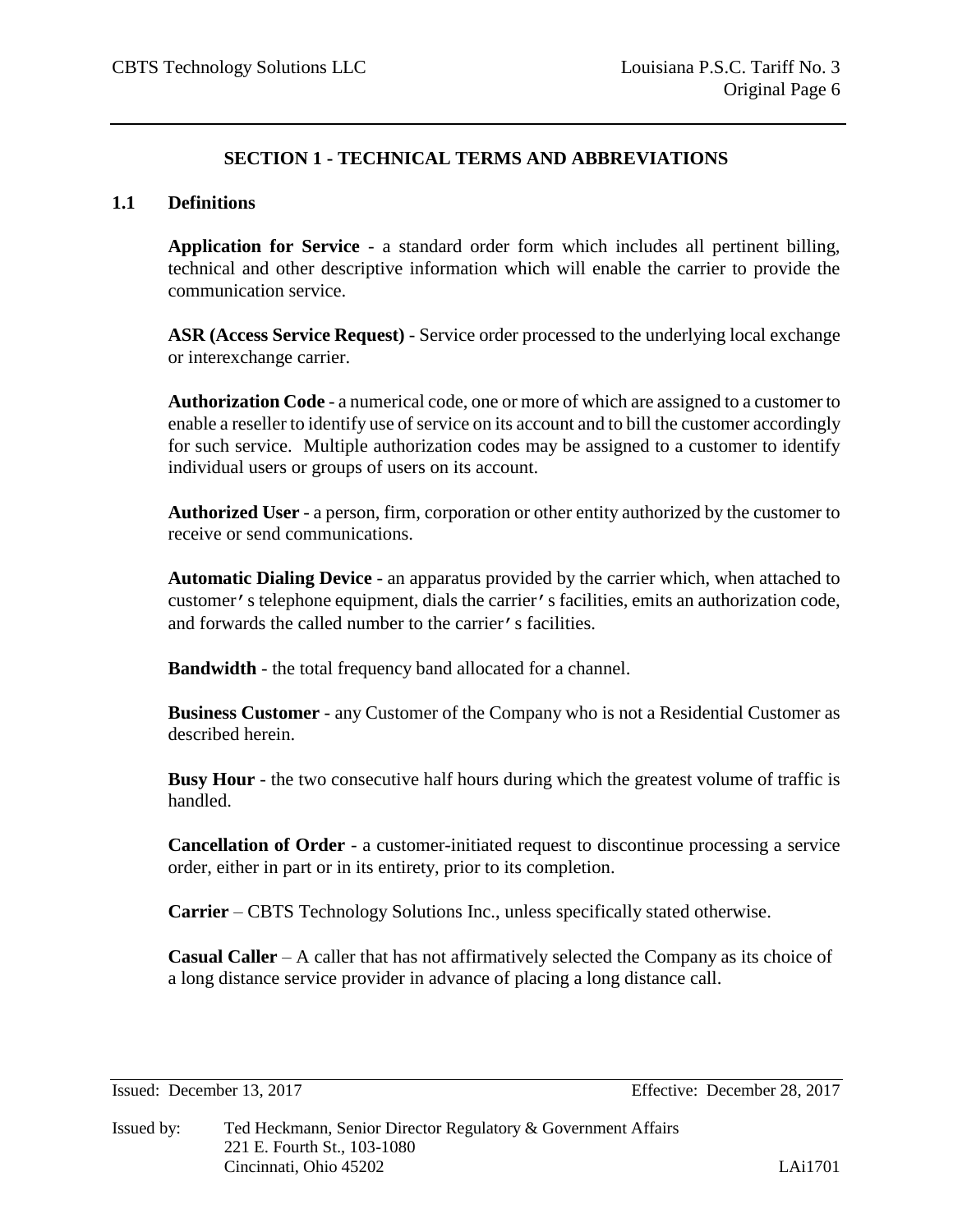## SECTION 1 - TECHNICAL TERMS AND ABBREVIATIONS

### 1.1 Definitions

**Application for Service** - a standard order form which includes all pertinent billing, technical and other descriptive information which will enable the carrier to provide the communication service.

**ASR (Access Service Request)** - Service order processed to the underlying local exchange or interexchange carrier.

**Authorization Code** - a numerical code, one or more of which are assigned to a customer to enable a reseller to identify use of service on its account and to bill the customer accordingly for such service. Multiple authorization codes may be assigned to a customer to identify individual users or groups of users on its account.

**Authorized User** - a person, firm, corporation or other entity authorized by the customer to receive or send communications.

**Automatic Dialing Device** - an apparatus provided by the carrier which, when attached to customer's telephone equipment, dials the carrier's facilities, emits an authorization code, and forwards the called number to the carrier's facilities.

**Bandwidth** - the total frequency band allocated for a channel.

**Business Customer** - any Customer of the Company who is not a Residential Customer as described herein.

**Busy Hour** - the two consecutive half hours during which the greatest volume of traffic is handled.

**Cancellation of Order** - a customer-initiated request to discontinue processing a service order, either in part or in its entirety, prior to its completion.

**Carrier** – CBTS Technology Solutions Inc., unless specifically stated otherwise.

**Casual Caller** – A caller that has not affirmatively selected the Company as its choice of a long distance service provider in advance of placing a long distance call.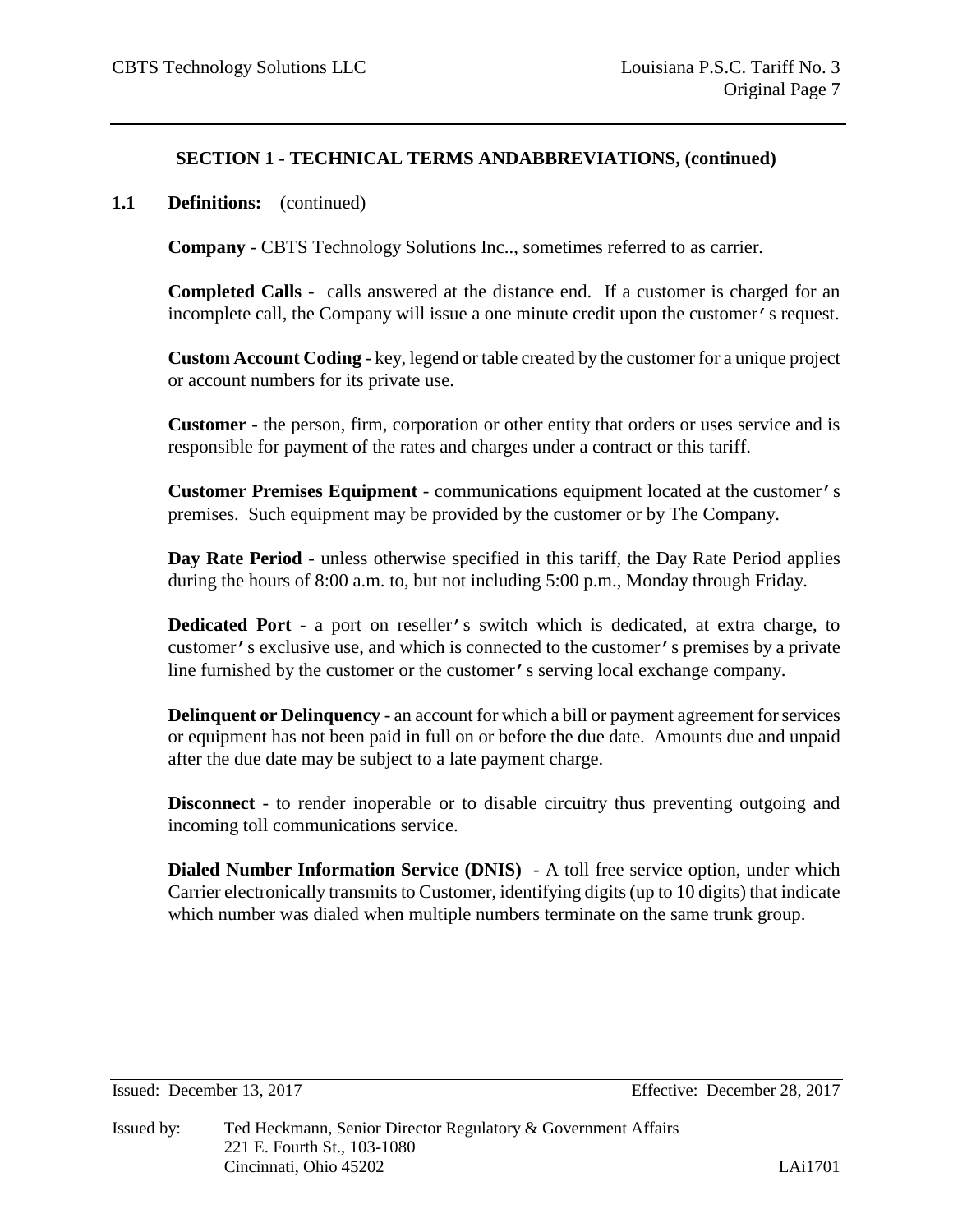## SECTION 1 - TECHNICAL TERMS ANDABBREVIATIONS, (continued)

**1.1 Definitions:** (continued)

**Company** - CBTS Technology Solutions Inc.., sometimes referred to as carrier.

**Completed Calls** - calls answered at the distance end. If a customer is charged for an incomplete call, the Company will issue a one minute credit upon the customer's request.

**Custom Account Coding** - key, legend or table created by the customer for a unique project or account numbers for its private use.

**Customer** - the person, firm, corporation or other entity that orders or uses service and is responsible for payment of the rates and charges under a contract or this tariff.

**Customer Premises Equipment** - communications equipment located at the customer's premises. Such equipment may be provided by the customer or by The Company.

**Day Rate Period** - unless otherwise specified in this tariff, the Day Rate Period applies during the hours of 8:00 a.m. to, but not including 5:00 p.m., Monday through Friday.

**Dedicated Port** - a port on reseller's switch which is dedicated, at extra charge, to customer's exclusive use, and which is connected to the customer's premises by a private line furnished by the customer or the customer's serving local exchange company.

**Delinquent or Delinquency** - an account for which a bill or payment agreement for services or equipment has not been paid in full on or before the due date. Amounts due and unpaid after the due date may be subject to a late payment charge.

**Disconnect** - to render inoperable or to disable circuitry thus preventing outgoing and incoming toll communications service.

**Dialed Number Information Service (DNIS)** - A toll free service option, under which Carrier electronically transmits to Customer, identifying digits (up to 10 digits) that indicate which number was dialed when multiple numbers terminate on the same trunk group.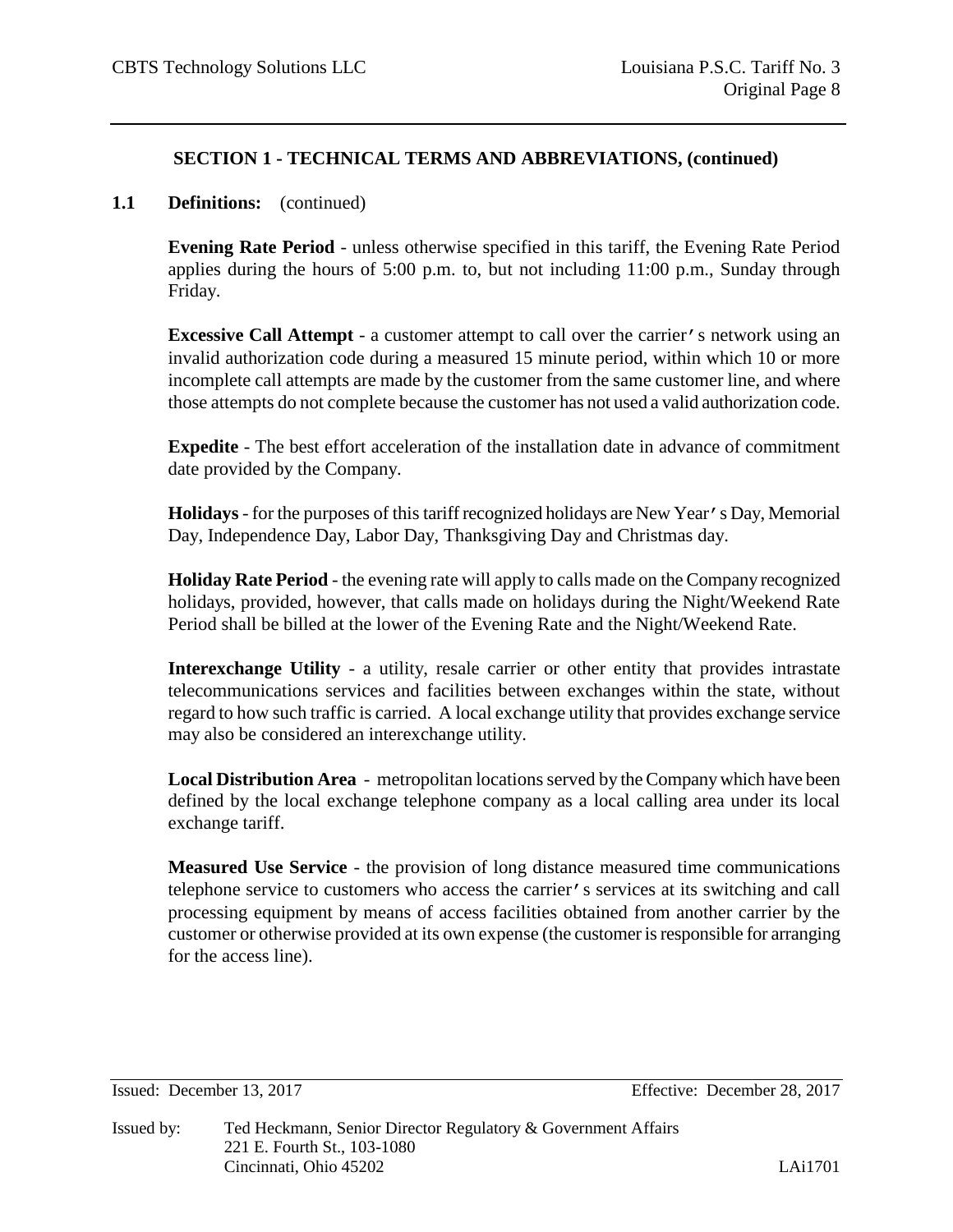## SECTION 1 - TECHNICAL TERMS AND ABBREVIATIONS, (continued)

**1.1 Definitions:** (continued)

**Evening Rate Period** - unless otherwise specified in this tariff, the Evening Rate Period applies during the hours of 5:00 p.m. to, but not including 11:00 p.m., Sunday through Friday.

**Excessive Call Attempt** - a customer attempt to call over the carrier's network using an invalid authorization code during a measured 15 minute period, within which 10 or more incomplete call attempts are made by the customer from the same customer line, and where those attempts do not complete because the customer has not used a valid authorization code.

**Expedite** - The best effort acceleration of the installation date in advance of commitment date provided by the Company.

**Holidays** - for the purposes of this tariff recognized holidays are New Year's Day, Memorial Day, Independence Day, Labor Day, Thanksgiving Day and Christmas day.

**Holiday Rate Period** - the evening rate will apply to calls made on the Company recognized holidays, provided, however, that calls made on holidays during the Night/Weekend Rate Period shall be billed at the lower of the Evening Rate and the Night/Weekend Rate.

**Interexchange Utility** - a utility, resale carrier or other entity that provides intrastate telecommunications services and facilities between exchanges within the state, without regard to how such traffic is carried. A local exchange utility that provides exchange service may also be considered an interexchange utility.

**Local Distribution Area** - metropolitan locations served by the Company which have been defined by the local exchange telephone company as a local calling area under its local exchange tariff.

**Measured Use Service** - the provision of long distance measured time communications telephone service to customers who access the carrier's services at its switching and call processing equipment by means of access facilities obtained from another carrier by the customer or otherwise provided at its own expense (the customer is responsible for arranging for the access line).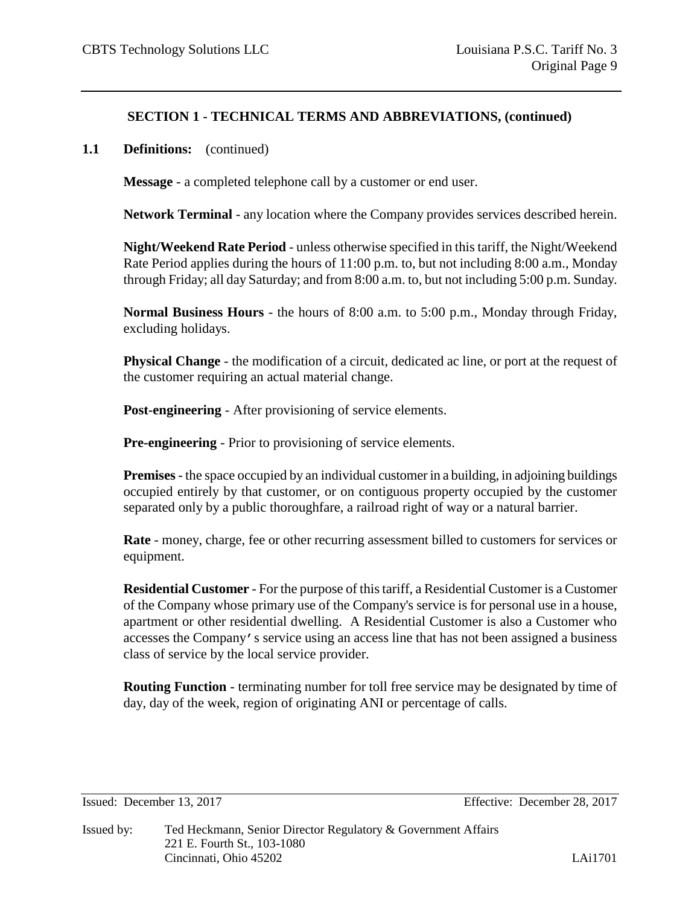## SECTION 1 - TECHNICAL TERMS AND ABBREVIATIONS, (continued)

**1.1 Definitions:** (continued)

**Message** - a completed telephone call by a customer or end user.

**Network Terminal** - any location where the Company provides services described herein.

**Night/Weekend Rate Period** - unless otherwise specified in this tariff, the Night/Weekend Rate Period applies during the hours of 11:00 p.m. to, but not including 8:00 a.m., Monday through Friday; all day Saturday; and from 8:00 a.m. to, but not including 5:00 p.m. Sunday.

**Normal Business Hours** - the hours of 8:00 a.m. to 5:00 p.m., Monday through Friday, excluding holidays.

**Physical Change** - the modification of a circuit, dedicated ac line, or port at the request of the customer requiring an actual material change.

**Post-engineering** - After provisioning of service elements.

**Pre-engineering** - Prior to provisioning of service elements.

**Premises** - the space occupied by an individual customer in a building, in adjoining buildings occupied entirely by that customer, or on contiguous property occupied by the customer separated only by a public thoroughfare, a railroad right of way or a natural barrier.

**Rate** - money, charge, fee or other recurring assessment billed to customers for services or equipment.

**Residential Customer** - For the purpose of this tariff, a Residential Customer is a Customer of the Company whose primary use of the Company's service is for personal use in a house, apartment or other residential dwelling. A Residential Customer is also a Customer who accesses the Company's service using an access line that has not been assigned a business class of service by the local service provider.

**Routing Function** - terminating number for toll free service may be designated by time of day, day of the week, region of originating ANI or percentage of calls.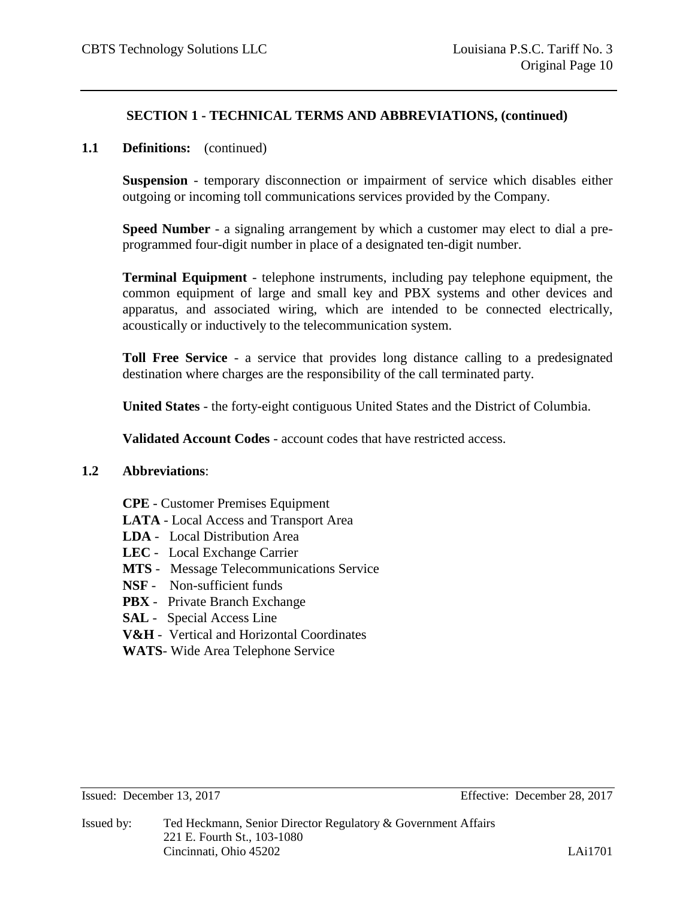## SECTION 1 - TECHNICAL TERMS AND ABBREVIATIONS, (continued)

**1.1 Definitions:** (continued)

**Suspension** - temporary disconnection or impairment of service which disables either outgoing or incoming toll communications services provided by the Company.

**Speed Number** - a signaling arrangement by which a customer may elect to dial a pre-programmed four-digit number in place of a designated ten-digit number.

**Terminal Equipment** - telephone instruments, including pay telephone equipment, the common equipment of large and small key and PBX systems and other devices and apparatus, and associated wiring, which are intended to be connected electrically, acoustically or inductively to the telecommunication system.

**Toll Free Service** - a service that provides long distance calling to a predesignated destination where charges are the responsibility of the call terminated party.

**United States** - the forty-eight contiguous United States and the District of Columbia.

**Validated Account Codes** - account codes that have restricted access.

**1.2 Abbreviations**:

**CPE** - Customer Premises Equipment
**LATA** - Local Access and Transport Area
**LDA** - Local Distribution Area
**LEC** - Local Exchange Carrier
**MTS** - Message Telecommunications Service
**NSF** - Non-sufficient funds
**PBX** - Private Branch Exchange
**SAL** - Special Access Line
**V&H** - Vertical and Horizontal Coordinates
**WATS**- Wide Area Telephone Service

Issued: December 13, 2017 Effective: December 28, 2017

Issued by: Ted Heckmann, Senior Director Regulatory & Government Affairs
221 E. Fourth St., 103-1080
Cincinnati, Ohio 45202

LAi1701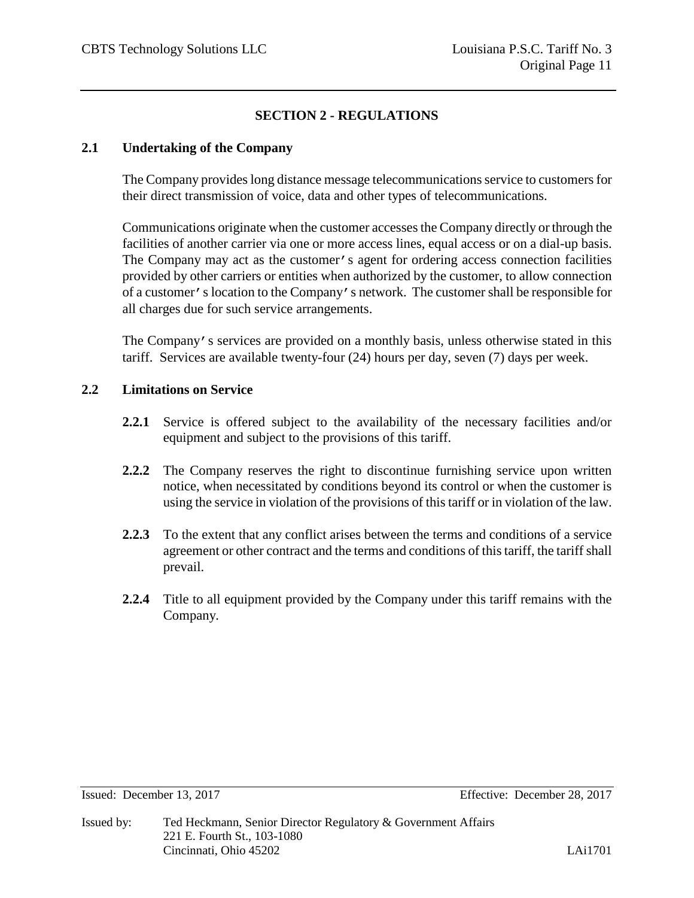## SECTION 2 - REGULATIONS

### 2.1 Undertaking of the Company

The Company provides long distance message telecommunications service to customers for their direct transmission of voice, data and other types of telecommunications.

Communications originate when the customer accesses the Company directly or through the facilities of another carrier via one or more access lines, equal access or on a dial-up basis. The Company may act as the customer's agent for ordering access connection facilities provided by other carriers or entities when authorized by the customer, to allow connection of a customer's location to the Company's network. The customer shall be responsible for all charges due for such service arrangements.

The Company's services are provided on a monthly basis, unless otherwise stated in this tariff. Services are available twenty-four (24) hours per day, seven (7) days per week.

### 2.2 Limitations on Service

**2.2.1** Service is offered subject to the availability of the necessary facilities and/or equipment and subject to the provisions of this tariff.

**2.2.2** The Company reserves the right to discontinue furnishing service upon written notice, when necessitated by conditions beyond its control or when the customer is using the service in violation of the provisions of this tariff or in violation of the law.

**2.2.3** To the extent that any conflict arises between the terms and conditions of a service agreement or other contract and the terms and conditions of this tariff, the tariff shall prevail.

**2.2.4** Title to all equipment provided by the Company under this tariff remains with the Company.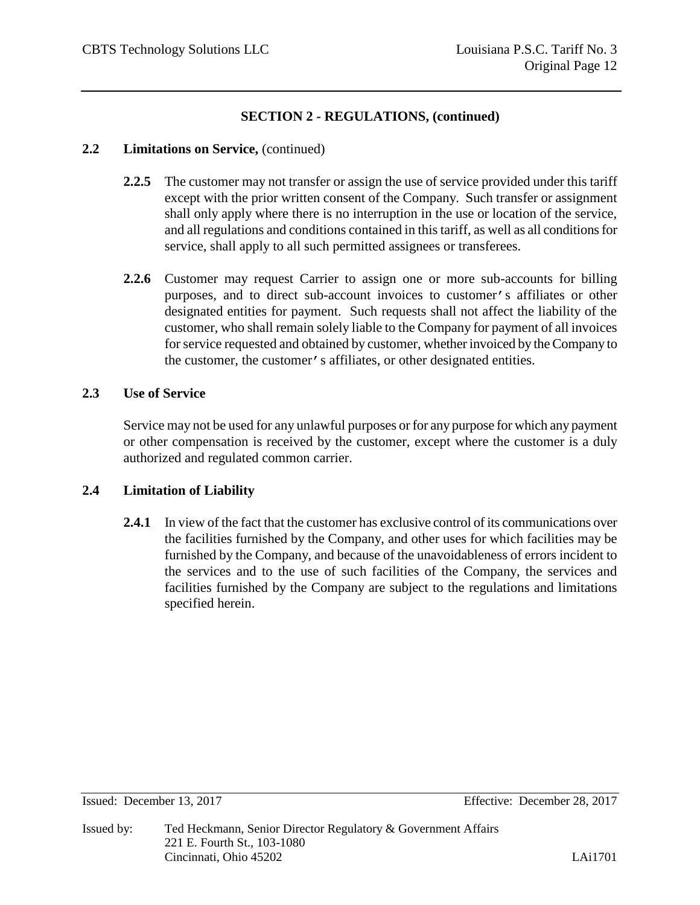## SECTION 2 - REGULATIONS, (continued)

### 2.2 Limitations on Service, (continued)

**2.2.5** The customer may not transfer or assign the use of service provided under this tariff except with the prior written consent of the Company. Such transfer or assignment shall only apply where there is no interruption in the use or location of the service, and all regulations and conditions contained in this tariff, as well as all conditions for service, shall apply to all such permitted assignees or transferees.

**2.2.6** Customer may request Carrier to assign one or more sub-accounts for billing purposes, and to direct sub-account invoices to customer's affiliates or other designated entities for payment. Such requests shall not affect the liability of the customer, who shall remain solely liable to the Company for payment of all invoices for service requested and obtained by customer, whether invoiced by the Company to the customer, the customer's affiliates, or other designated entities.

### 2.3 Use of Service

Service may not be used for any unlawful purposes or for any purpose for which any payment or other compensation is received by the customer, except where the customer is a duly authorized and regulated common carrier.

### 2.4 Limitation of Liability

**2.4.1** In view of the fact that the customer has exclusive control of its communications over the facilities furnished by the Company, and other uses for which facilities may be furnished by the Company, and because of the unavoidableness of errors incident to the services and to the use of such facilities of the Company, the services and facilities furnished by the Company are subject to the regulations and limitations specified herein.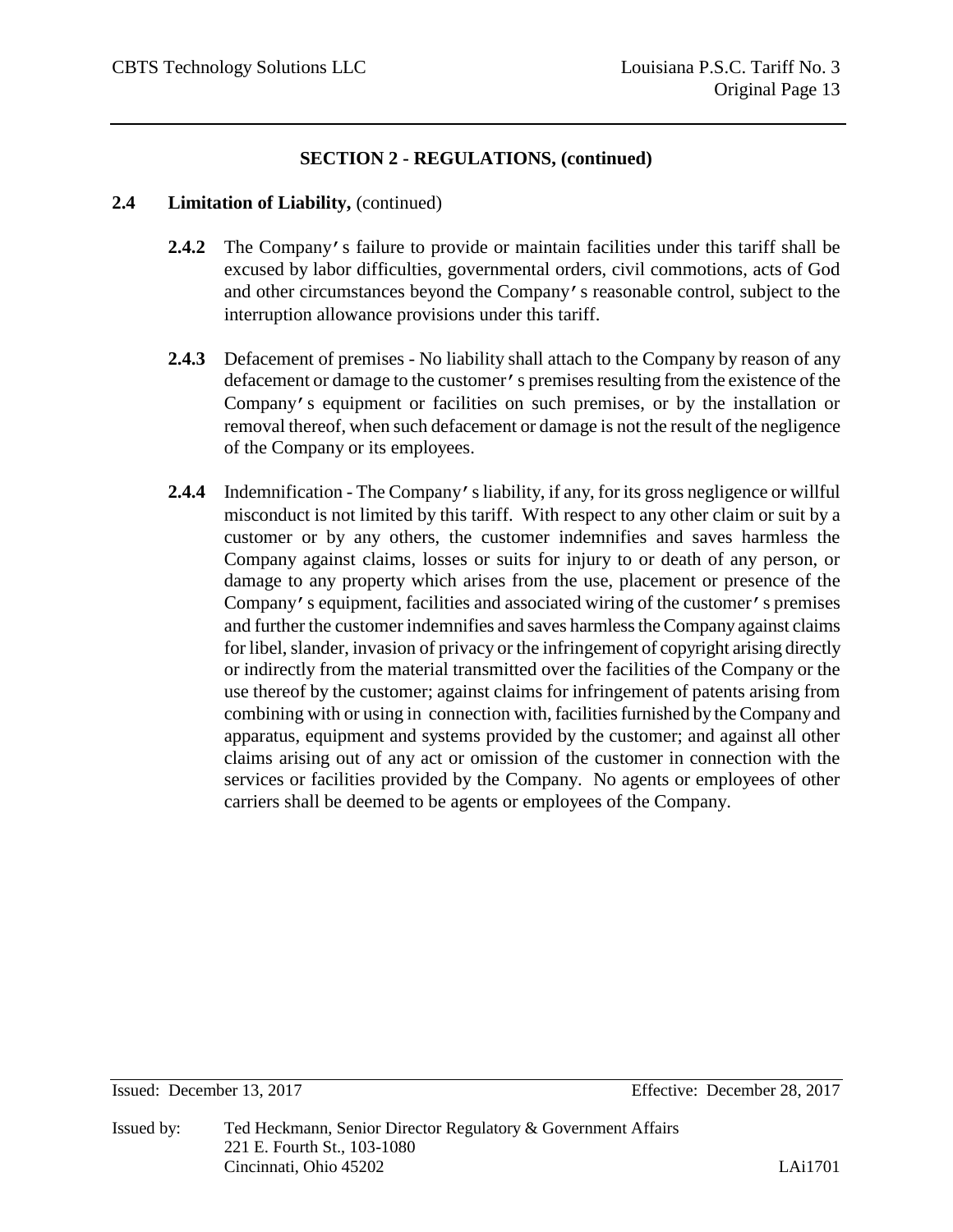## SECTION 2 - REGULATIONS, (continued)

**2.4 Limitation of Liability,** (continued)

**2.4.2** The Company's failure to provide or maintain facilities under this tariff shall be excused by labor difficulties, governmental orders, civil commotions, acts of God and other circumstances beyond the Company's reasonable control, subject to the interruption allowance provisions under this tariff.

**2.4.3** Defacement of premises - No liability shall attach to the Company by reason of any defacement or damage to the customer's premises resulting from the existence of the Company's equipment or facilities on such premises, or by the installation or removal thereof, when such defacement or damage is not the result of the negligence of the Company or its employees.

**2.4.4** Indemnification - The Company's liability, if any, for its gross negligence or willful misconduct is not limited by this tariff. With respect to any other claim or suit by a customer or by any others, the customer indemnifies and saves harmless the Company against claims, losses or suits for injury to or death of any person, or damage to any property which arises from the use, placement or presence of the Company's equipment, facilities and associated wiring of the customer's premises and further the customer indemnifies and saves harmless the Company against claims for libel, slander, invasion of privacy or the infringement of copyright arising directly or indirectly from the material transmitted over the facilities of the Company or the use thereof by the customer; against claims for infringement of patents arising from combining with or using in connection with, facilities furnished by the Company and apparatus, equipment and systems provided by the customer; and against all other claims arising out of any act or omission of the customer in connection with the services or facilities provided by the Company. No agents or employees of other carriers shall be deemed to be agents or employees of the Company.

Issued: December 13, 2017 Effective: December 28, 2017

Issued by: Ted Heckmann, Senior Director Regulatory & Government Affairs
221 E. Fourth St., 103-1080
Cincinnati, Ohio 45202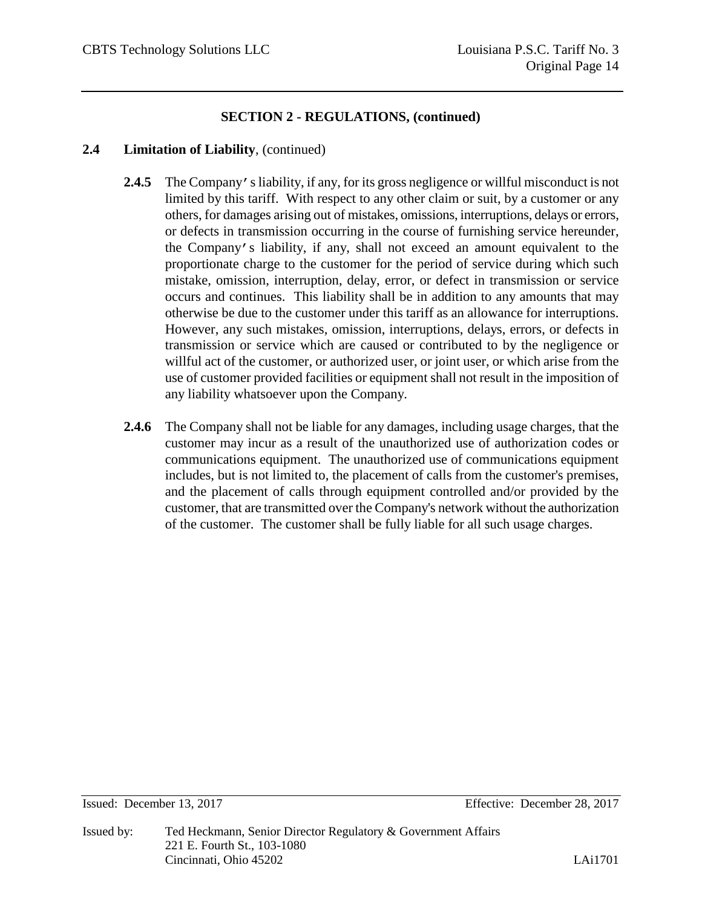## SECTION 2 - REGULATIONS, (continued)

### 2.4 Limitation of Liability, (continued)

**2.4.5** The Company's liability, if any, for its gross negligence or willful misconduct is not limited by this tariff. With respect to any other claim or suit, by a customer or any others, for damages arising out of mistakes, omissions, interruptions, delays or errors, or defects in transmission occurring in the course of furnishing service hereunder, the Company's liability, if any, shall not exceed an amount equivalent to the proportionate charge to the customer for the period of service during which such mistake, omission, interruption, delay, error, or defect in transmission or service occurs and continues. This liability shall be in addition to any amounts that may otherwise be due to the customer under this tariff as an allowance for interruptions. However, any such mistakes, omission, interruptions, delays, errors, or defects in transmission or service which are caused or contributed to by the negligence or willful act of the customer, or authorized user, or joint user, or which arise from the use of customer provided facilities or equipment shall not result in the imposition of any liability whatsoever upon the Company.

**2.4.6** The Company shall not be liable for any damages, including usage charges, that the customer may incur as a result of the unauthorized use of authorization codes or communications equipment. The unauthorized use of communications equipment includes, but is not limited to, the placement of calls from the customer's premises, and the placement of calls through equipment controlled and/or provided by the customer, that are transmitted over the Company's network without the authorization of the customer. The customer shall be fully liable for all such usage charges.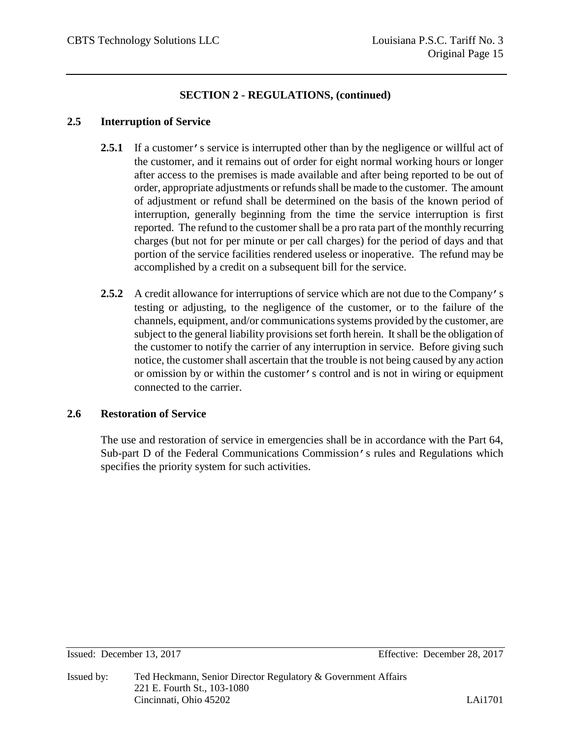## SECTION 2 - REGULATIONS, (continued)

### 2.5 Interruption of Service

**2.5.1** If a customer's service is interrupted other than by the negligence or willful act of the customer, and it remains out of order for eight normal working hours or longer after access to the premises is made available and after being reported to be out of order, appropriate adjustments or refunds shall be made to the customer. The amount of adjustment or refund shall be determined on the basis of the known period of interruption, generally beginning from the time the service interruption is first reported. The refund to the customer shall be a pro rata part of the monthly recurring charges (but not for per minute or per call charges) for the period of days and that portion of the service facilities rendered useless or inoperative. The refund may be accomplished by a credit on a subsequent bill for the service.

**2.5.2** A credit allowance for interruptions of service which are not due to the Company's testing or adjusting, to the negligence of the customer, or to the failure of the channels, equipment, and/or communications systems provided by the customer, are subject to the general liability provisions set forth herein. It shall be the obligation of the customer to notify the carrier of any interruption in service. Before giving such notice, the customer shall ascertain that the trouble is not being caused by any action or omission by or within the customer's control and is not in wiring or equipment connected to the carrier.

### 2.6 Restoration of Service

The use and restoration of service in emergencies shall be in accordance with the Part 64, Sub-part D of the Federal Communications Commission's rules and Regulations which specifies the priority system for such activities.

Issued: December 13, 2017 Effective: December 28, 2017

Issued by: Ted Heckmann, Senior Director Regulatory & Government Affairs
221 E. Fourth St., 103-1080
Cincinnati, Ohio 45202

LAi1701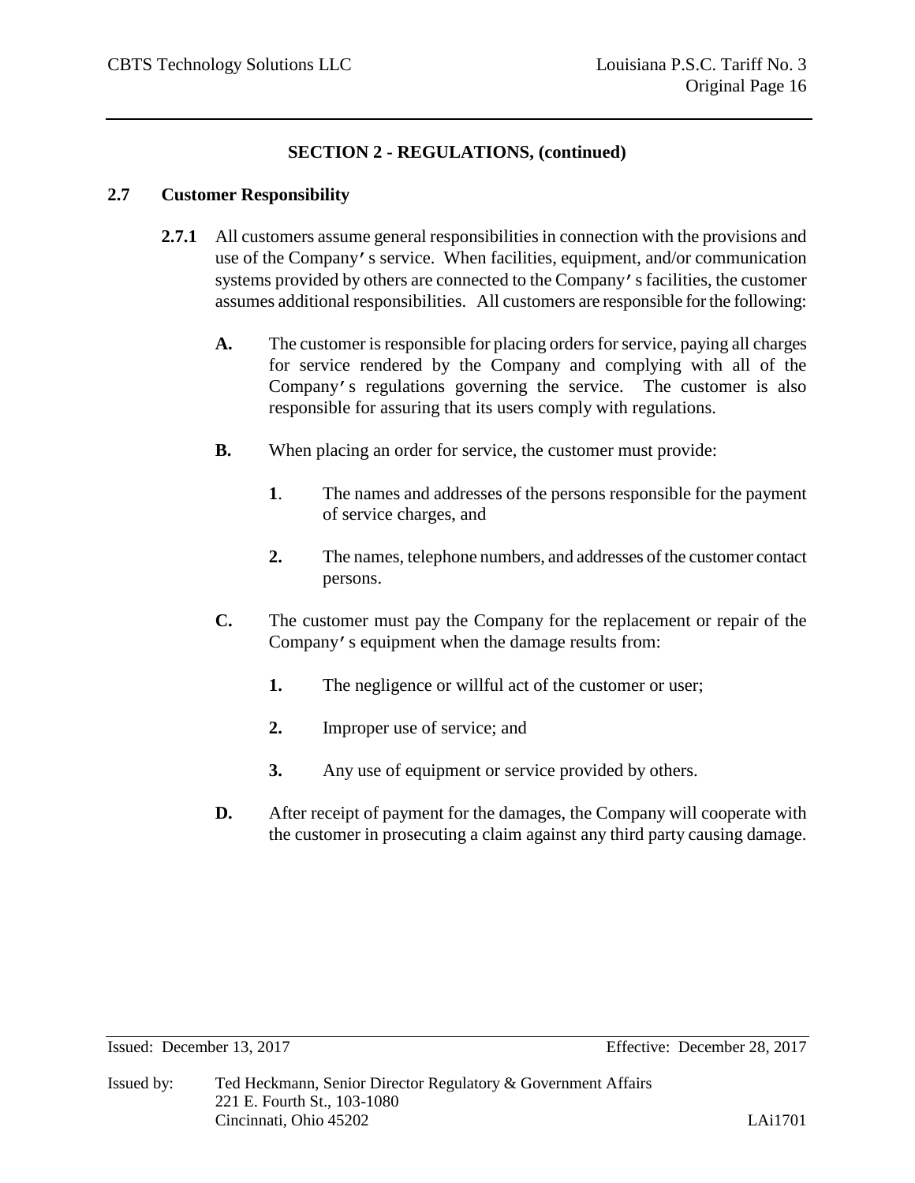## SECTION 2 - REGULATIONS, (continued)

### 2.7 Customer Responsibility

**2.7.1** All customers assume general responsibilities in connection with the provisions and use of the Company's service. When facilities, equipment, and/or communication systems provided by others are connected to the Company's facilities, the customer assumes additional responsibilities. All customers are responsible for the following:

**A.** The customer is responsible for placing orders for service, paying all charges for service rendered by the Company and complying with all of the Company's regulations governing the service. The customer is also responsible for assuring that its users comply with regulations.

**B.** When placing an order for service, the customer must provide:

**1**. The names and addresses of the persons responsible for the payment of service charges, and

**2.** The names, telephone numbers, and addresses of the customer contact persons.

**C.** The customer must pay the Company for the replacement or repair of the Company's equipment when the damage results from:

**1.** The negligence or willful act of the customer or user;

**2.** Improper use of service; and

**3.** Any use of equipment or service provided by others.

**D.** After receipt of payment for the damages, the Company will cooperate with the customer in prosecuting a claim against any third party causing damage.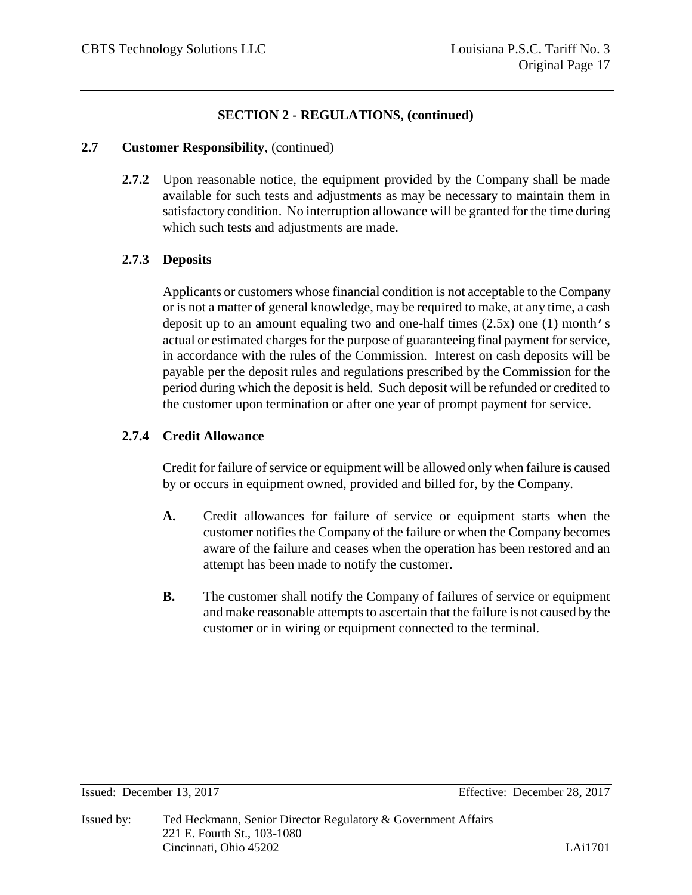## SECTION 2 - REGULATIONS, (continued)

**2.7 Customer Responsibility**, (continued)

**2.7.2** Upon reasonable notice, the equipment provided by the Company shall be made available for such tests and adjustments as may be necessary to maintain them in satisfactory condition. No interruption allowance will be granted for the time during which such tests and adjustments are made.

**2.7.3 Deposits**

Applicants or customers whose financial condition is not acceptable to the Company or is not a matter of general knowledge, may be required to make, at any time, a cash deposit up to an amount equaling two and one-half times (2.5x) one (1) month's actual or estimated charges for the purpose of guaranteeing final payment for service, in accordance with the rules of the Commission. Interest on cash deposits will be payable per the deposit rules and regulations prescribed by the Commission for the period during which the deposit is held. Such deposit will be refunded or credited to the customer upon termination or after one year of prompt payment for service.

**2.7.4 Credit Allowance**

Credit for failure of service or equipment will be allowed only when failure is caused by or occurs in equipment owned, provided and billed for, by the Company.

**A.** Credit allowances for failure of service or equipment starts when the customer notifies the Company of the failure or when the Company becomes aware of the failure and ceases when the operation has been restored and an attempt has been made to notify the customer.

**B.** The customer shall notify the Company of failures of service or equipment and make reasonable attempts to ascertain that the failure is not caused by the customer or in wiring or equipment connected to the terminal.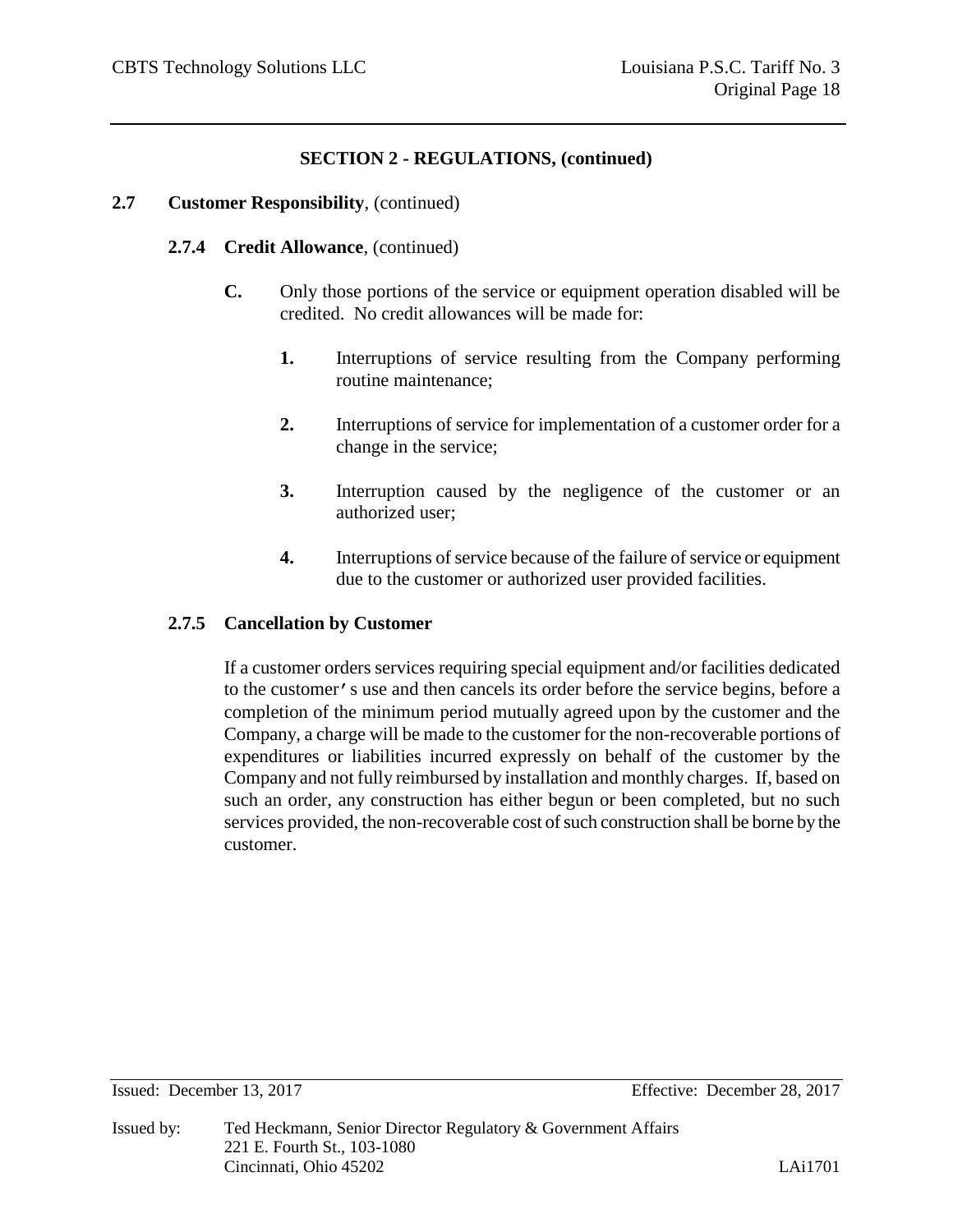## SECTION 2 - REGULATIONS, (continued)

**2.7 Customer Responsibility**, (continued)

**2.7.4 Credit Allowance**, (continued)

**C.** Only those portions of the service or equipment operation disabled will be credited. No credit allowances will be made for:

**1.** Interruptions of service resulting from the Company performing routine maintenance;

**2.** Interruptions of service for implementation of a customer order for a change in the service;

**3.** Interruption caused by the negligence of the customer or an authorized user;

**4.** Interruptions of service because of the failure of service or equipment due to the customer or authorized user provided facilities.

**2.7.5 Cancellation by Customer**

If a customer orders services requiring special equipment and/or facilities dedicated to the customer's use and then cancels its order before the service begins, before a completion of the minimum period mutually agreed upon by the customer and the Company, a charge will be made to the customer for the non-recoverable portions of expenditures or liabilities incurred expressly on behalf of the customer by the Company and not fully reimbursed by installation and monthly charges. If, based on such an order, any construction has either begun or been completed, but no such services provided, the non-recoverable cost of such construction shall be borne by the customer.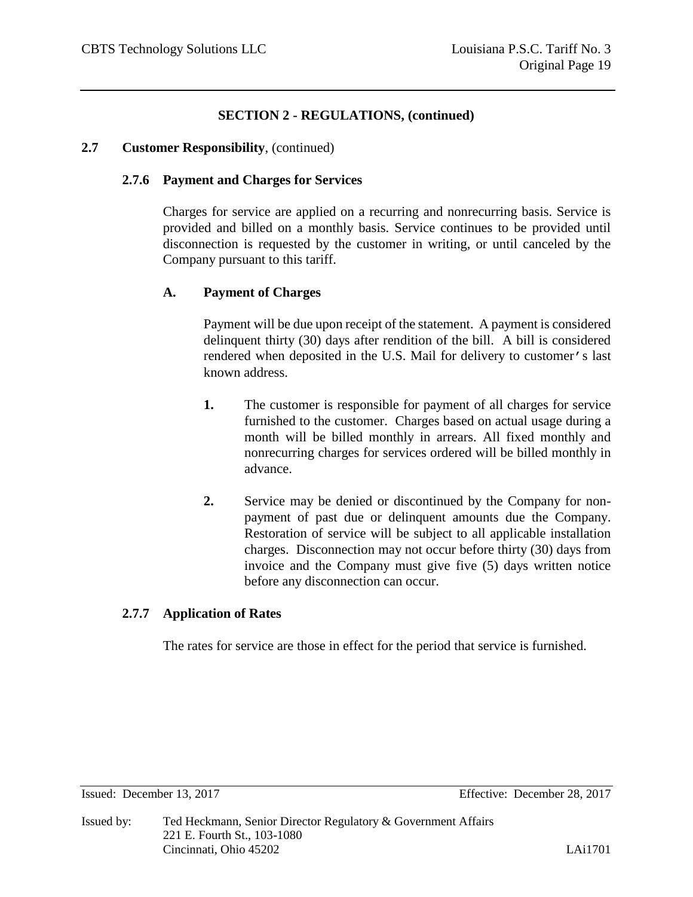## SECTION 2 - REGULATIONS, (continued)

### 2.7 Customer Responsibility, (continued)

#### 2.7.6 Payment and Charges for Services

Charges for service are applied on a recurring and nonrecurring basis. Service is provided and billed on a monthly basis. Service continues to be provided until disconnection is requested by the customer in writing, or until canceled by the Company pursuant to this tariff.

**A. Payment of Charges**

Payment will be due upon receipt of the statement. A payment is considered delinquent thirty (30) days after rendition of the bill. A bill is considered rendered when deposited in the U.S. Mail for delivery to customer's last known address.

**1.** The customer is responsible for payment of all charges for service furnished to the customer. Charges based on actual usage during a month will be billed monthly in arrears. All fixed monthly and nonrecurring charges for services ordered will be billed monthly in advance.

**2.** Service may be denied or discontinued by the Company for non-payment of past due or delinquent amounts due the Company. Restoration of service will be subject to all applicable installation charges. Disconnection may not occur before thirty (30) days from invoice and the Company must give five (5) days written notice before any disconnection can occur.

#### 2.7.7 Application of Rates

The rates for service are those in effect for the period that service is furnished.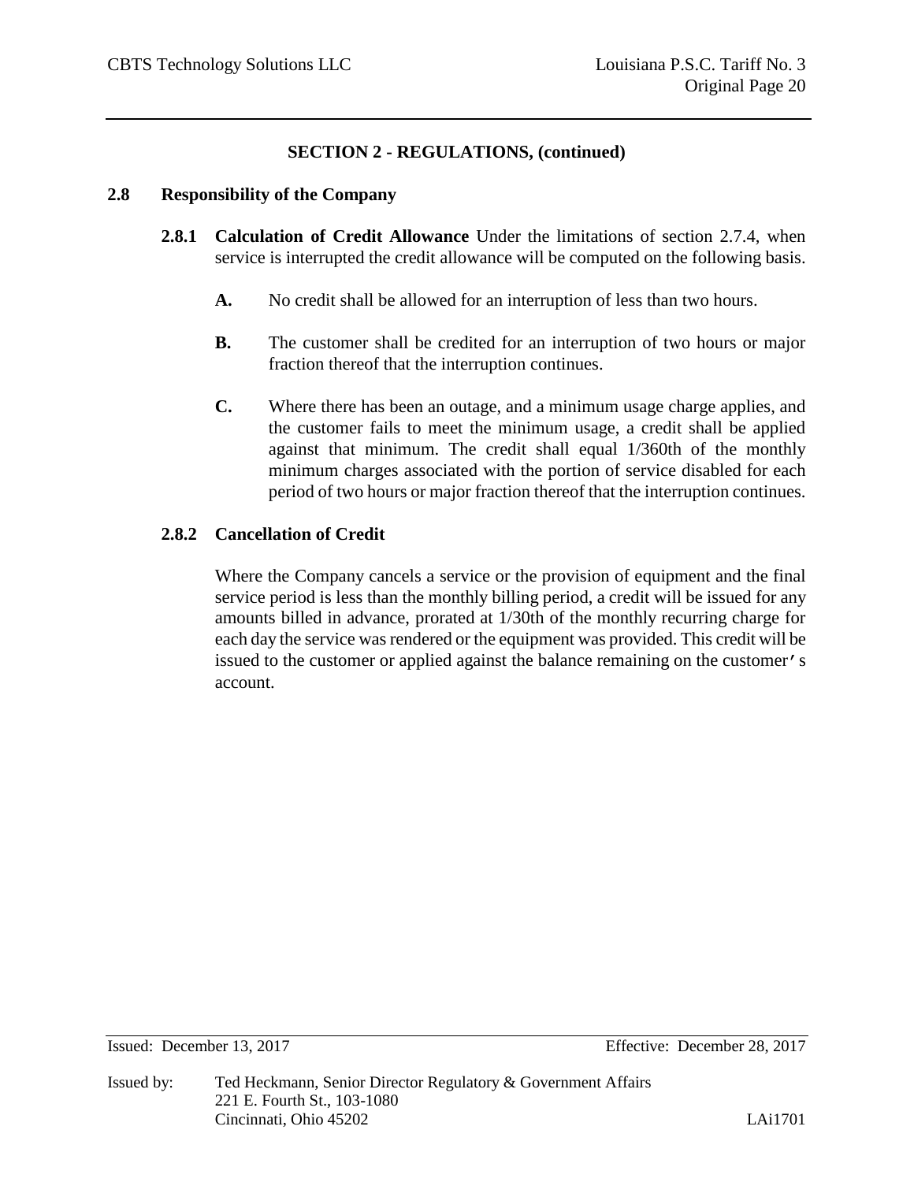## SECTION 2 - REGULATIONS, (continued)

### 2.8 Responsibility of the Company

**2.8.1 Calculation of Credit Allowance** Under the limitations of section 2.7.4, when service is interrupted the credit allowance will be computed on the following basis.

**A.** No credit shall be allowed for an interruption of less than two hours.

**B.** The customer shall be credited for an interruption of two hours or major fraction thereof that the interruption continues.

**C.** Where there has been an outage, and a minimum usage charge applies, and the customer fails to meet the minimum usage, a credit shall be applied against that minimum. The credit shall equal 1/360th of the monthly minimum charges associated with the portion of service disabled for each period of two hours or major fraction thereof that the interruption continues.

**2.8.2 Cancellation of Credit**

Where the Company cancels a service or the provision of equipment and the final service period is less than the monthly billing period, a credit will be issued for any amounts billed in advance, prorated at 1/30th of the monthly recurring charge for each day the service was rendered or the equipment was provided. This credit will be issued to the customer or applied against the balance remaining on the customer's account.

Issued: December 13, 2017 Effective: December 28, 2017

Issued by: Ted Heckmann, Senior Director Regulatory & Government Affairs
221 E. Fourth St., 103-1080
Cincinnati, Ohio 45202 LAi1701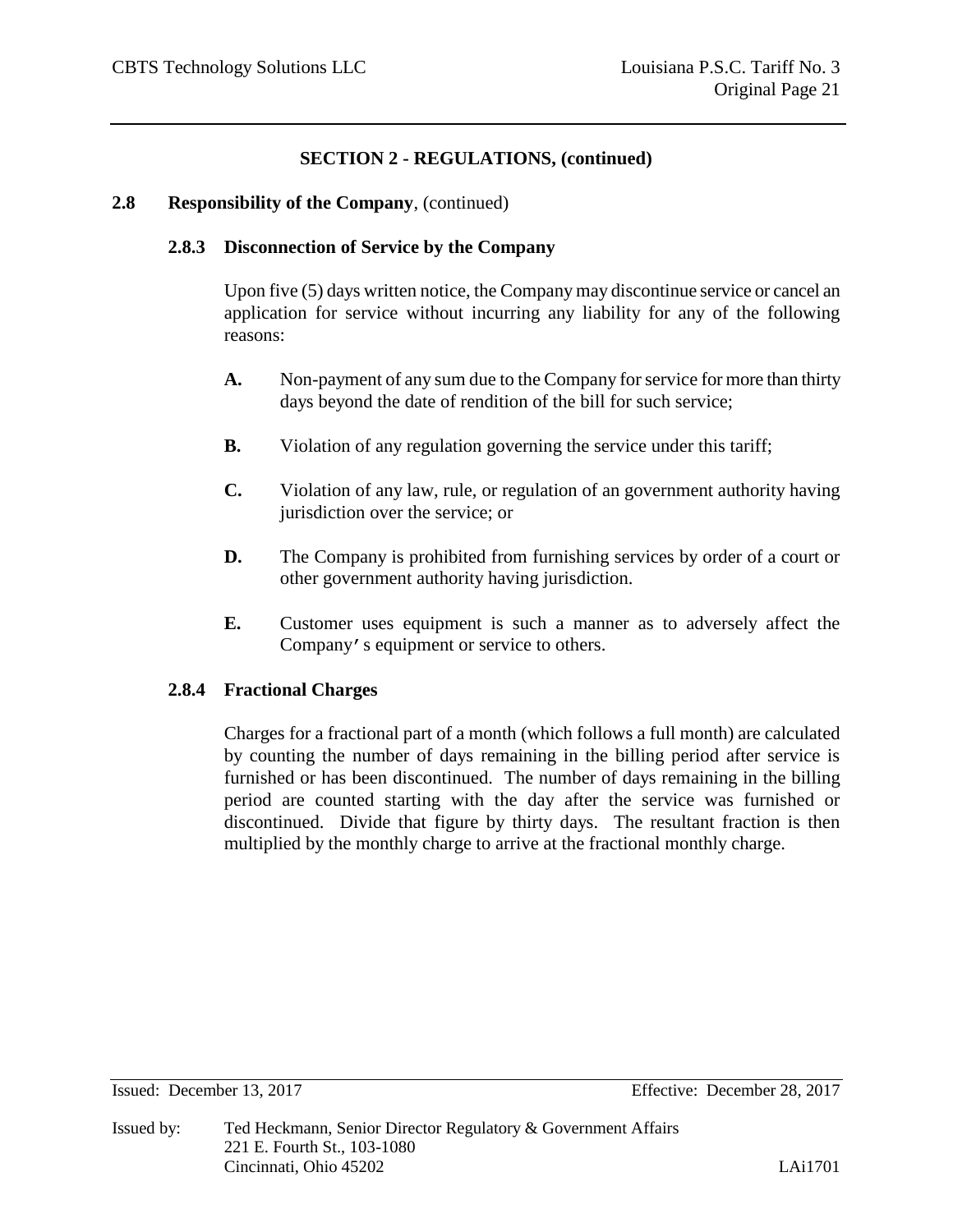## SECTION 2 - REGULATIONS, (continued)

**2.8 Responsibility of the Company**, (continued)

### 2.8.3 Disconnection of Service by the Company

Upon five (5) days written notice, the Company may discontinue service or cancel an application for service without incurring any liability for any of the following reasons:

**A.** Non-payment of any sum due to the Company for service for more than thirty days beyond the date of rendition of the bill for such service;

**B.** Violation of any regulation governing the service under this tariff;

**C.** Violation of any law, rule, or regulation of an government authority having jurisdiction over the service; or

**D.** The Company is prohibited from furnishing services by order of a court or other government authority having jurisdiction.

**E.** Customer uses equipment is such a manner as to adversely affect the Company's equipment or service to others.

### 2.8.4 Fractional Charges

Charges for a fractional part of a month (which follows a full month) are calculated by counting the number of days remaining in the billing period after service is furnished or has been discontinued. The number of days remaining in the billing period are counted starting with the day after the service was furnished or discontinued. Divide that figure by thirty days. The resultant fraction is then multiplied by the monthly charge to arrive at the fractional monthly charge.

Issued: December 13, 2017 Effective: December 28, 2017

Issued by: Ted Heckmann, Senior Director Regulatory & Government Affairs
221 E. Fourth St., 103-1080
Cincinnati, Ohio 45202 LAi1701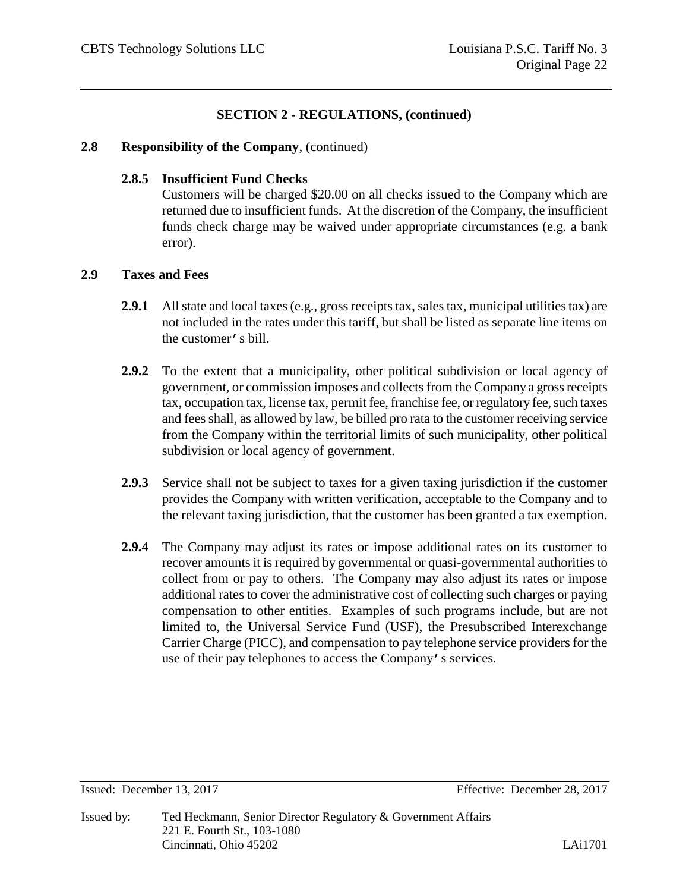## SECTION 2 - REGULATIONS, (continued)

### 2.8 Responsibility of the Company, (continued)

**2.8.5 Insufficient Fund Checks**

Customers will be charged $20.00 on all checks issued to the Company which are returned due to insufficient funds. At the discretion of the Company, the insufficient funds check charge may be waived under appropriate circumstances (e.g. a bank error).

### 2.9 Taxes and Fees

**2.9.1** All state and local taxes (e.g., gross receipts tax, sales tax, municipal utilities tax) are not included in the rates under this tariff, but shall be listed as separate line items on the customer's bill.

**2.9.2** To the extent that a municipality, other political subdivision or local agency of government, or commission imposes and collects from the Company a gross receipts tax, occupation tax, license tax, permit fee, franchise fee, or regulatory fee, such taxes and fees shall, as allowed by law, be billed pro rata to the customer receiving service from the Company within the territorial limits of such municipality, other political subdivision or local agency of government.

**2.9.3** Service shall not be subject to taxes for a given taxing jurisdiction if the customer provides the Company with written verification, acceptable to the Company and to the relevant taxing jurisdiction, that the customer has been granted a tax exemption.

**2.9.4** The Company may adjust its rates or impose additional rates on its customer to recover amounts it is required by governmental or quasi-governmental authorities to collect from or pay to others. The Company may also adjust its rates or impose additional rates to cover the administrative cost of collecting such charges or paying compensation to other entities. Examples of such programs include, but are not limited to, the Universal Service Fund (USF), the Presubscribed Interexchange Carrier Charge (PICC), and compensation to pay telephone service providers for the use of their pay telephones to access the Company's services.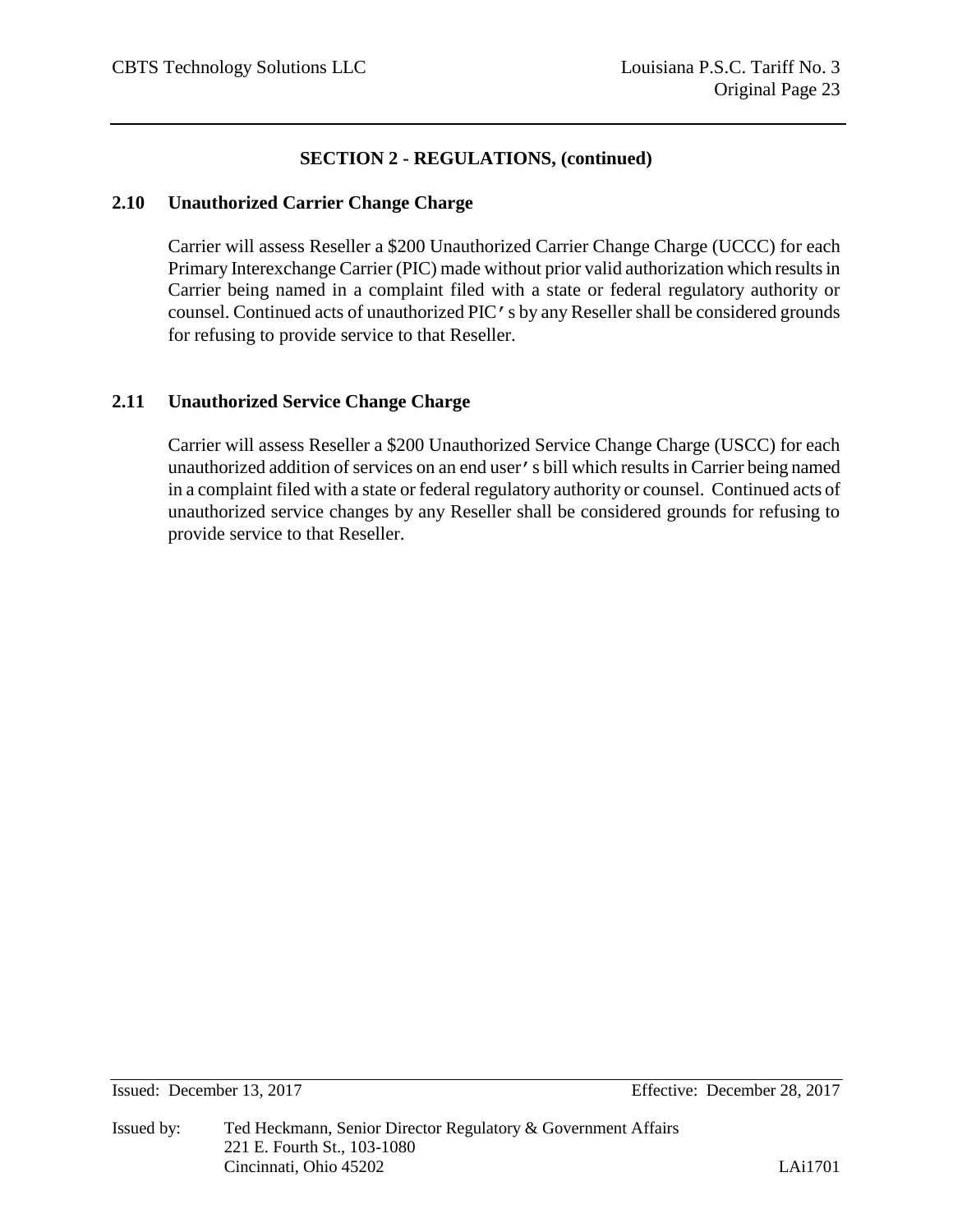## SECTION 2 - REGULATIONS, (continued)

### 2.10 Unauthorized Carrier Change Charge

Carrier will assess Reseller a $200 Unauthorized Carrier Change Charge (UCCC) for each Primary Interexchange Carrier (PIC) made without prior valid authorization which results in Carrier being named in a complaint filed with a state or federal regulatory authority or counsel. Continued acts of unauthorized PIC's by any Reseller shall be considered grounds for refusing to provide service to that Reseller.

### 2.11 Unauthorized Service Change Charge

Carrier will assess Reseller a $200 Unauthorized Service Change Charge (USCC) for each unauthorized addition of services on an end user's bill which results in Carrier being named in a complaint filed with a state or federal regulatory authority or counsel. Continued acts of unauthorized service changes by any Reseller shall be considered grounds for refusing to provide service to that Reseller.

Issued: December 13, 2017 Effective: December 28, 2017

Issued by: Ted Heckmann, Senior Director Regulatory & Government Affairs
221 E. Fourth St., 103-1080
Cincinnati, Ohio 45202

LAi1701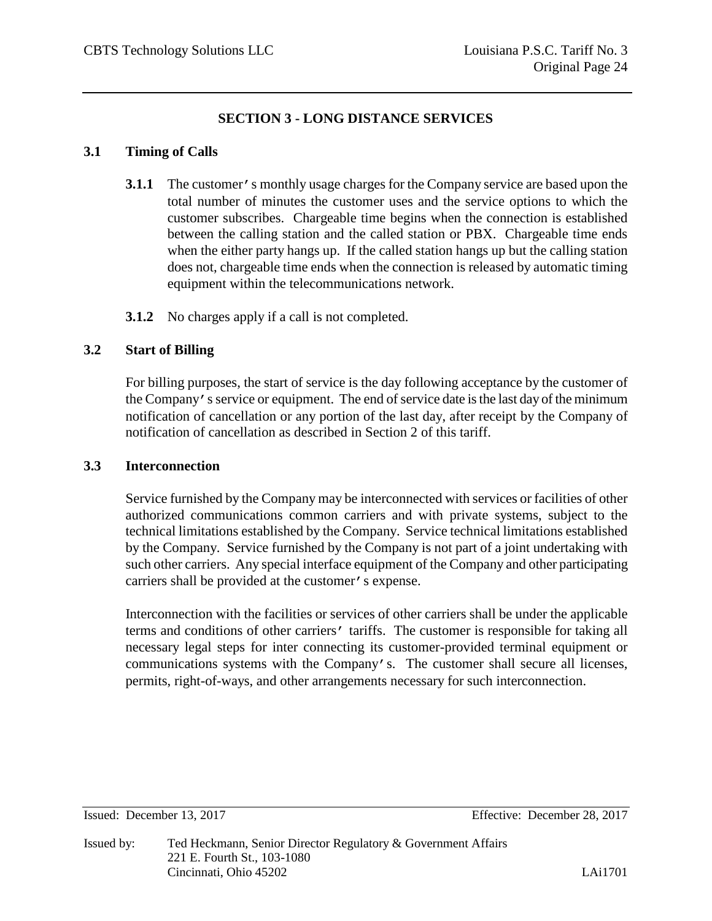## SECTION 3 - LONG DISTANCE SERVICES

### 3.1 Timing of Calls

**3.1.1** The customer's monthly usage charges for the Company service are based upon the total number of minutes the customer uses and the service options to which the customer subscribes. Chargeable time begins when the connection is established between the calling station and the called station or PBX. Chargeable time ends when the either party hangs up. If the called station hangs up but the calling station does not, chargeable time ends when the connection is released by automatic timing equipment within the telecommunications network.

**3.1.2** No charges apply if a call is not completed.

### 3.2 Start of Billing

For billing purposes, the start of service is the day following acceptance by the customer of the Company's service or equipment. The end of service date is the last day of the minimum notification of cancellation or any portion of the last day, after receipt by the Company of notification of cancellation as described in Section 2 of this tariff.

### 3.3 Interconnection

Service furnished by the Company may be interconnected with services or facilities of other authorized communications common carriers and with private systems, subject to the technical limitations established by the Company. Service technical limitations established by the Company. Service furnished by the Company is not part of a joint undertaking with such other carriers. Any special interface equipment of the Company and other participating carriers shall be provided at the customer's expense.

Interconnection with the facilities or services of other carriers shall be under the applicable terms and conditions of other carriers' tariffs. The customer is responsible for taking all necessary legal steps for inter connecting its customer-provided terminal equipment or communications systems with the Company's. The customer shall secure all licenses, permits, right-of-ways, and other arrangements necessary for such interconnection.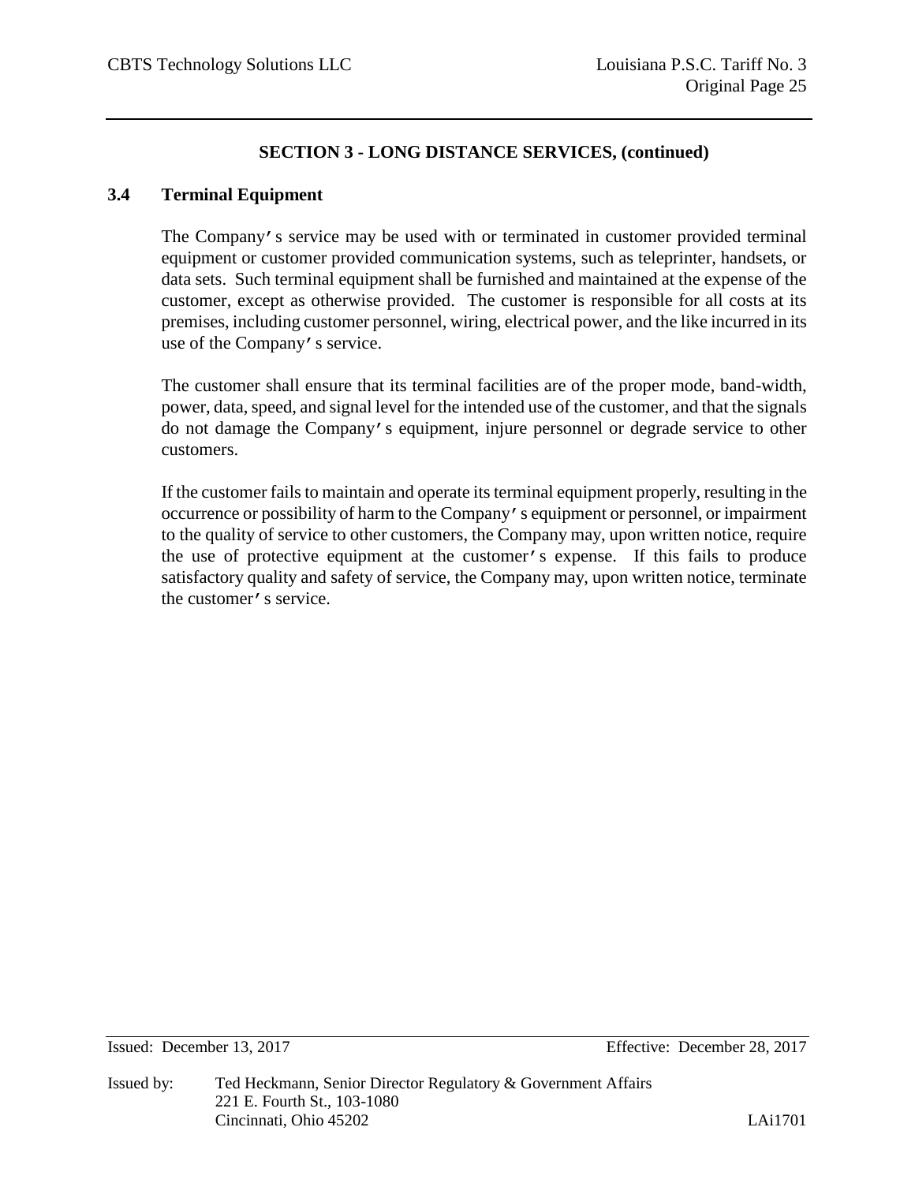## SECTION 3 - LONG DISTANCE SERVICES, (continued)

### 3.4 Terminal Equipment

The Company's service may be used with or terminated in customer provided terminal equipment or customer provided communication systems, such as teleprinter, handsets, or data sets. Such terminal equipment shall be furnished and maintained at the expense of the customer, except as otherwise provided. The customer is responsible for all costs at its premises, including customer personnel, wiring, electrical power, and the like incurred in its use of the Company's service.

The customer shall ensure that its terminal facilities are of the proper mode, band-width, power, data, speed, and signal level for the intended use of the customer, and that the signals do not damage the Company's equipment, injure personnel or degrade service to other customers.

If the customer fails to maintain and operate its terminal equipment properly, resulting in the occurrence or possibility of harm to the Company's equipment or personnel, or impairment to the quality of service to other customers, the Company may, upon written notice, require the use of protective equipment at the customer's expense. If this fails to produce satisfactory quality and safety of service, the Company may, upon written notice, terminate the customer's service.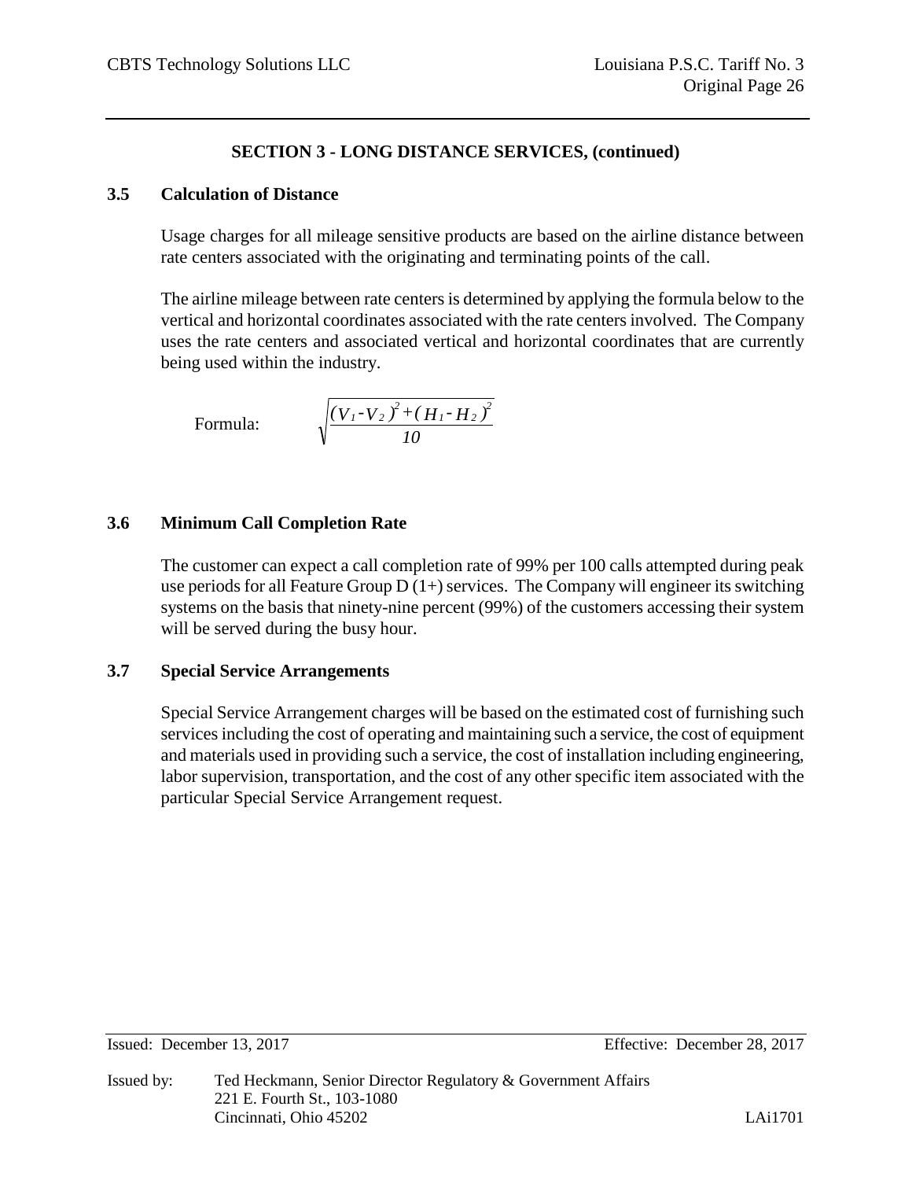## SECTION 3 - LONG DISTANCE SERVICES, (continued)

### 3.5 Calculation of Distance

Usage charges for all mileage sensitive products are based on the airline distance between rate centers associated with the originating and terminating points of the call.

The airline mileage between rate centers is determined by applying the formula below to the vertical and horizontal coordinates associated with the rate centers involved. The Company uses the rate centers and associated vertical and horizontal coordinates that are currently being used within the industry.

Formula: $$\sqrt{\frac{(V_1 - V_2)^2 + (H_1 - H_2)^2}{10}}$$

### 3.6 Minimum Call Completion Rate

The customer can expect a call completion rate of 99% per 100 calls attempted during peak use periods for all Feature Group D (1+) services. The Company will engineer its switching systems on the basis that ninety-nine percent (99%) of the customers accessing their system will be served during the busy hour.

### 3.7 Special Service Arrangements

Special Service Arrangement charges will be based on the estimated cost of furnishing such services including the cost of operating and maintaining such a service, the cost of equipment and materials used in providing such a service, the cost of installation including engineering, labor supervision, transportation, and the cost of any other specific item associated with the particular Special Service Arrangement request.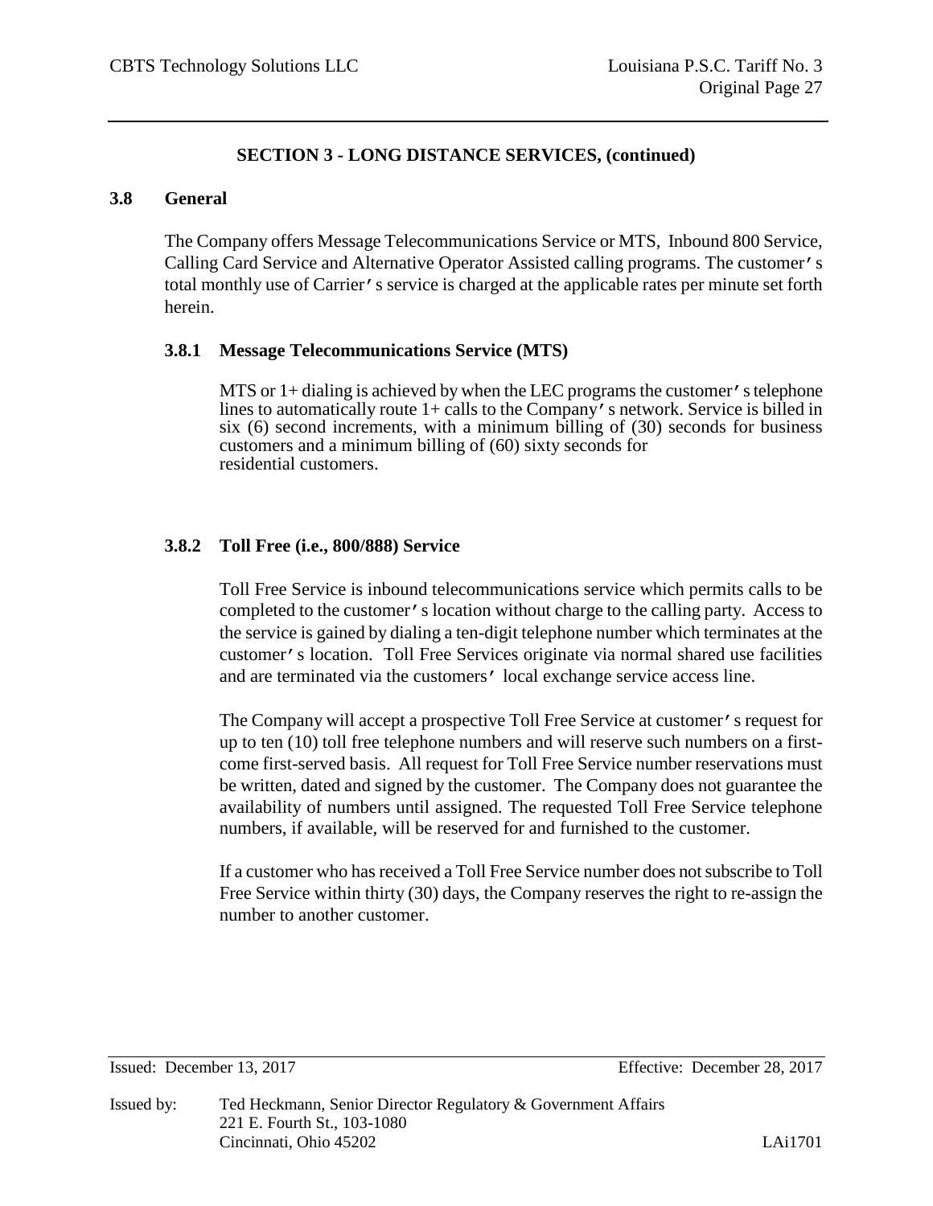## SECTION 3 - LONG DISTANCE SERVICES, (continued)

### 3.8 General

The Company offers Message Telecommunications Service or MTS, Inbound 800 Service, Calling Card Service and Alternative Operator Assisted calling programs. The customer's total monthly use of Carrier's service is charged at the applicable rates per minute set forth herein.

#### 3.8.1 Message Telecommunications Service (MTS)

MTS or 1+ dialing is achieved by when the LEC programs the customer's telephone lines to automatically route 1+ calls to the Company's network. Service is billed in six (6) second increments, with a minimum billing of (30) seconds for business customers and a minimum billing of (60) sixty seconds for residential customers.

#### 3.8.2 Toll Free (i.e., 800/888) Service

Toll Free Service is inbound telecommunications service which permits calls to be completed to the customer's location without charge to the calling party. Access to the service is gained by dialing a ten-digit telephone number which terminates at the customer's location. Toll Free Services originate via normal shared use facilities and are terminated via the customers' local exchange service access line.

The Company will accept a prospective Toll Free Service at customer's request for up to ten (10) toll free telephone numbers and will reserve such numbers on a first-come first-served basis. All request for Toll Free Service number reservations must be written, dated and signed by the customer. The Company does not guarantee the availability of numbers until assigned. The requested Toll Free Service telephone numbers, if available, will be reserved for and furnished to the customer.

If a customer who has received a Toll Free Service number does not subscribe to Toll Free Service within thirty (30) days, the Company reserves the right to re-assign the number to another customer.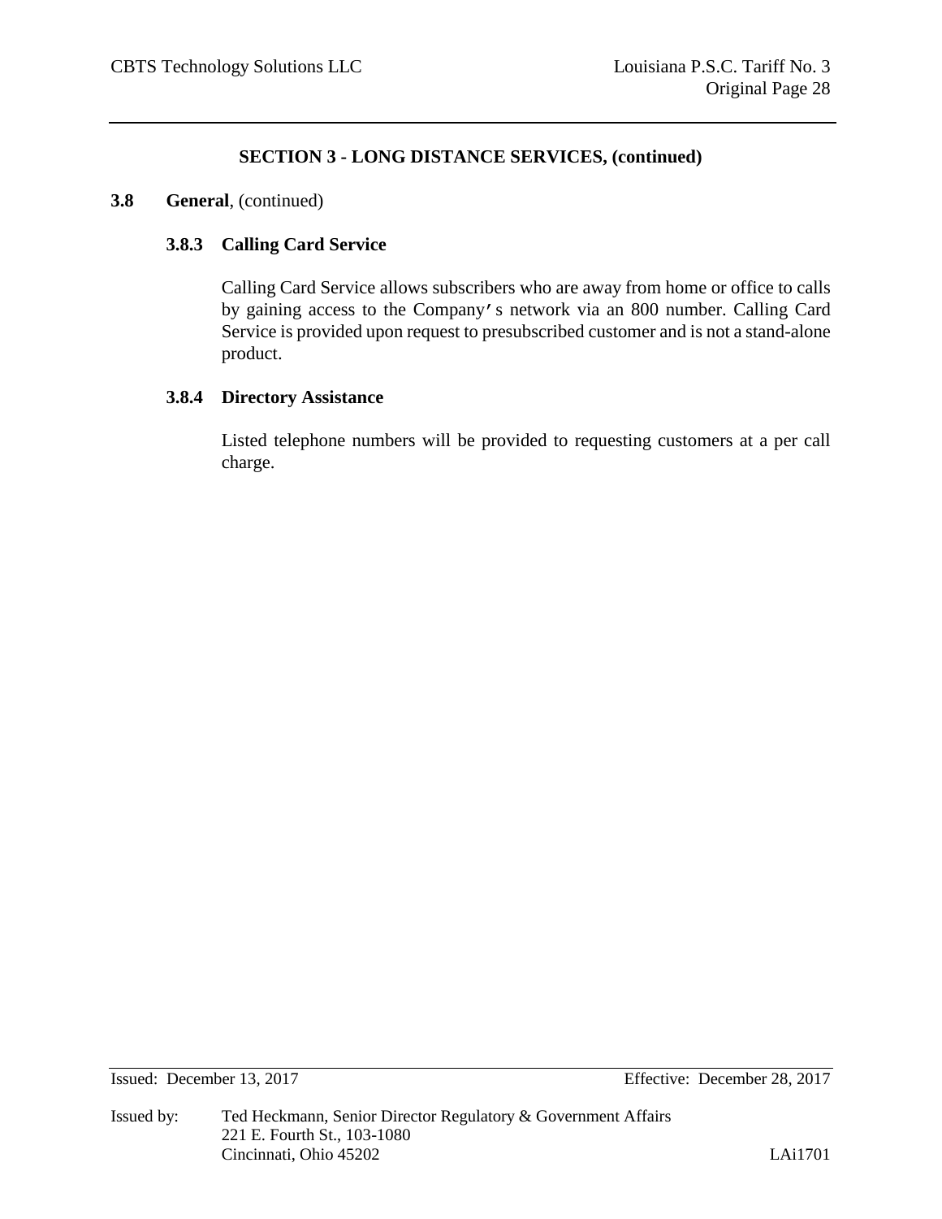## SECTION 3 - LONG DISTANCE SERVICES, (continued)

**3.8 General**, (continued)

### 3.8.3 Calling Card Service

Calling Card Service allows subscribers who are away from home or office to calls by gaining access to the Company's network via an 800 number. Calling Card Service is provided upon request to presubscribed customer and is not a stand-alone product.

### 3.8.4 Directory Assistance

Listed telephone numbers will be provided to requesting customers at a per call charge.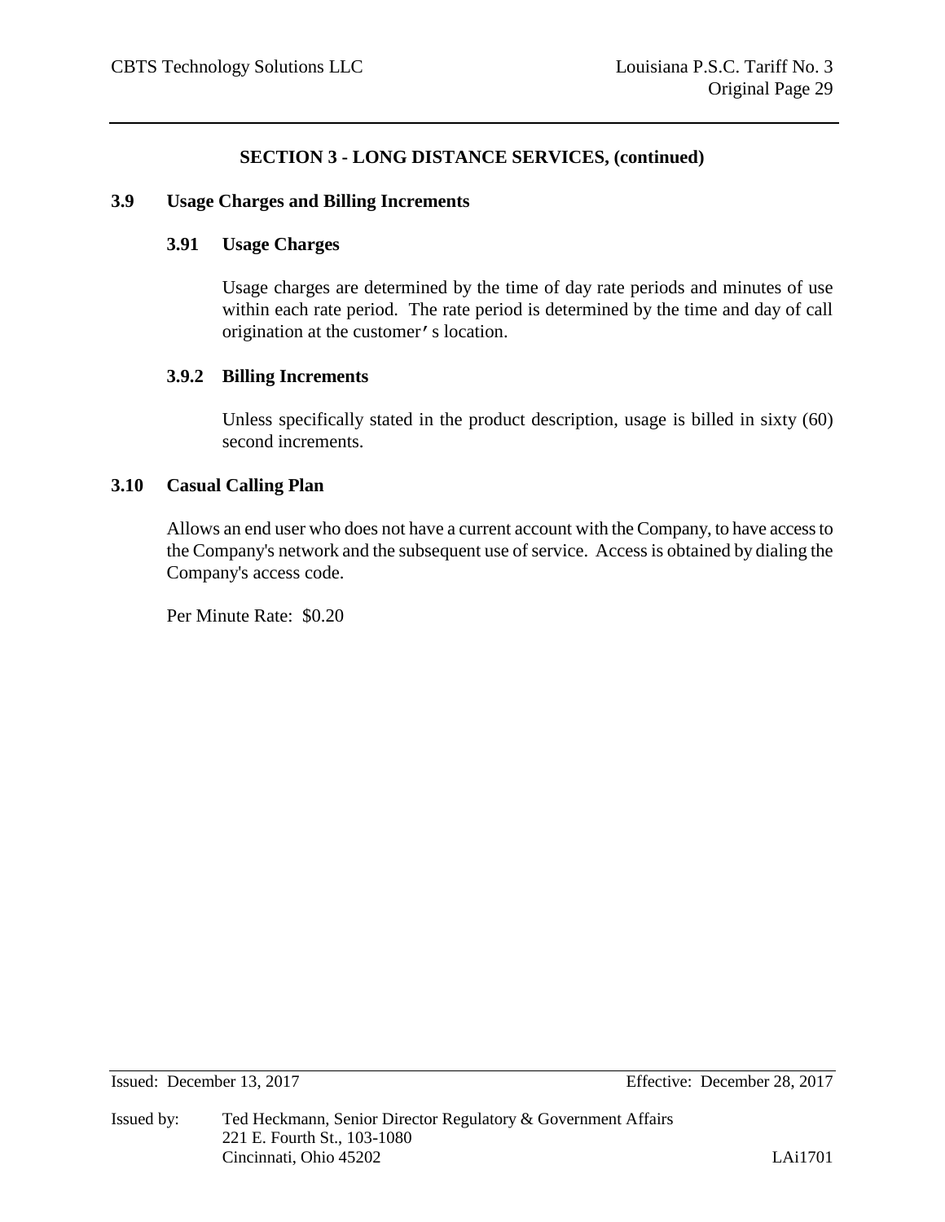## SECTION 3 - LONG DISTANCE SERVICES, (continued)

### 3.9 Usage Charges and Billing Increments

#### 3.91 Usage Charges

Usage charges are determined by the time of day rate periods and minutes of use within each rate period. The rate period is determined by the time and day of call origination at the customer's location.

#### 3.9.2 Billing Increments

Unless specifically stated in the product description, usage is billed in sixty (60) second increments.

### 3.10 Casual Calling Plan

Allows an end user who does not have a current account with the Company, to have access to the Company's network and the subsequent use of service. Access is obtained by dialing the Company's access code.

Per Minute Rate: $0.20

Issued: December 13, 2017 Effective: December 28, 2017

Issued by: Ted Heckmann, Senior Director Regulatory & Government Affairs
221 E. Fourth St., 103-1080
Cincinnati, Ohio 45202

LAi1701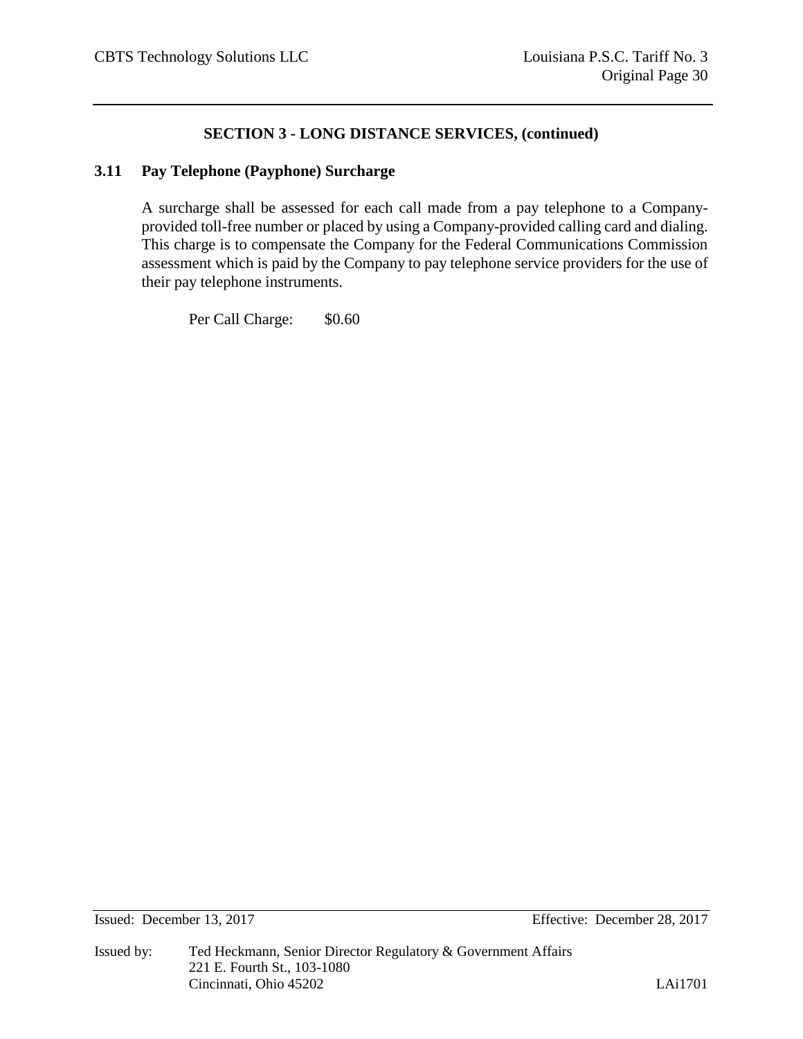## SECTION 3 - LONG DISTANCE SERVICES, (continued)

### 3.11 Pay Telephone (Payphone) Surcharge

A surcharge shall be assessed for each call made from a pay telephone to a Company-provided toll-free number or placed by using a Company-provided calling card and dialing. This charge is to compensate the Company for the Federal Communications Commission assessment which is paid by the Company to pay telephone service providers for the use of their pay telephone instruments.

Per Call Charge: $0.60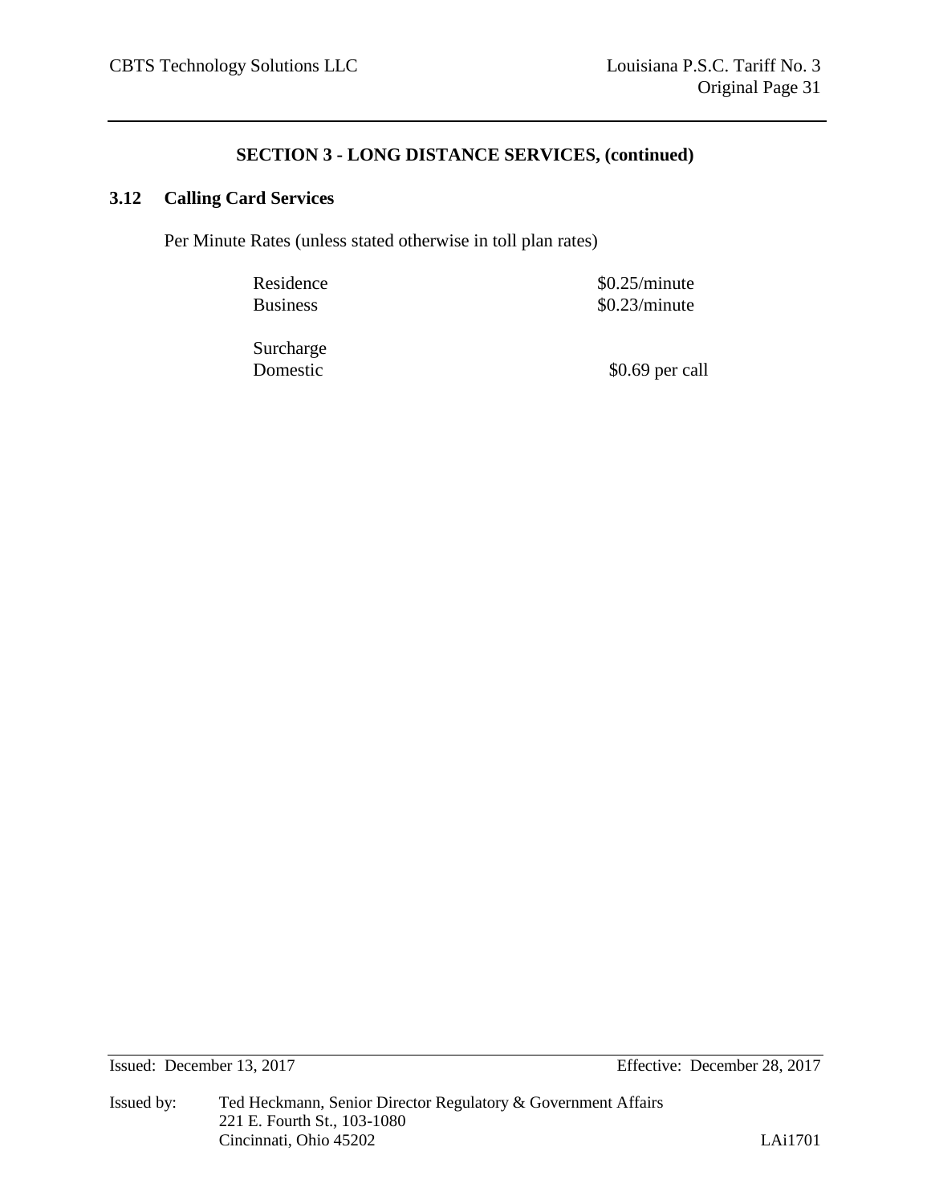## SECTION 3 - LONG DISTANCE SERVICES, (continued)

### 3.12 Calling Card Services

Per Minute Rates (unless stated otherwise in toll plan rates)

| | |
|---|---|
| Residence | $0.25/minute |
| Business | $0.23/minute |

Surcharge

| | |
|---|---|
| Domestic | $0.69 per call |

Issued: December 13, 2017 Effective: December 28, 2017

Issued by: Ted Heckmann, Senior Director Regulatory & Government Affairs
221 E. Fourth St., 103-1080
Cincinnati, Ohio 45202

LAi1701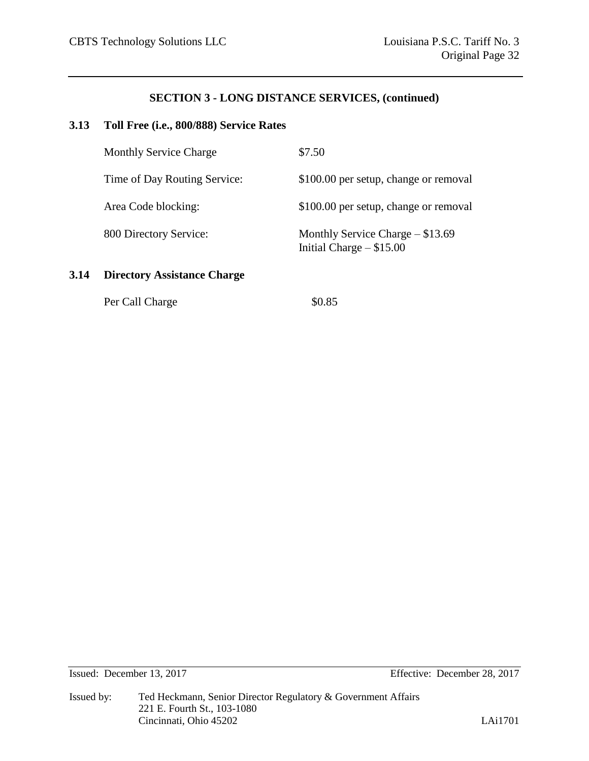## SECTION 3 - LONG DISTANCE SERVICES, (continued)

### 3.13 Toll Free (i.e., 800/888) Service Rates

| | |
|---|---|
| Monthly Service Charge | $7.50 |
| Time of Day Routing Service: | $100.00 per setup, change or removal |
| Area Code blocking: | $100.00 per setup, change or removal |
| 800 Directory Service: | Monthly Service Charge – $13.69<br>Initial Charge – $15.00 |

### 3.14 Directory Assistance Charge

| | |
|---|---|
| Per Call Charge | $0.85 |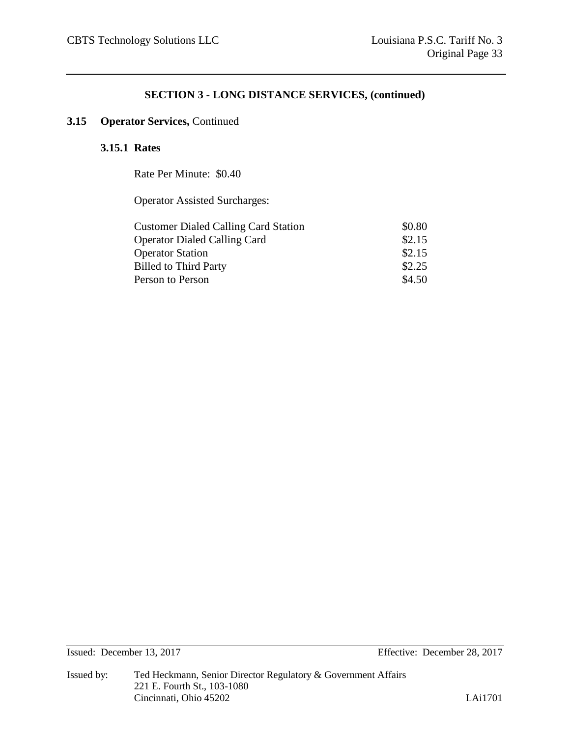## SECTION 3 - LONG DISTANCE SERVICES, (continued)

### 3.15 Operator Services, Continued

#### 3.15.1 Rates

Rate Per Minute: $0.40

Operator Assisted Surcharges:

| | |
|---|---|
| Customer Dialed Calling Card Station | $0.80 |
| Operator Dialed Calling Card | $2.15 |
| Operator Station | $2.15 |
| Billed to Third Party | $2.25 |
| Person to Person | $4.50 |

Issued: December 13, 2017 Effective: December 28, 2017

Issued by: Ted Heckmann, Senior Director Regulatory & Government Affairs
221 E. Fourth St., 103-1080
Cincinnati, Ohio 45202

LAi1701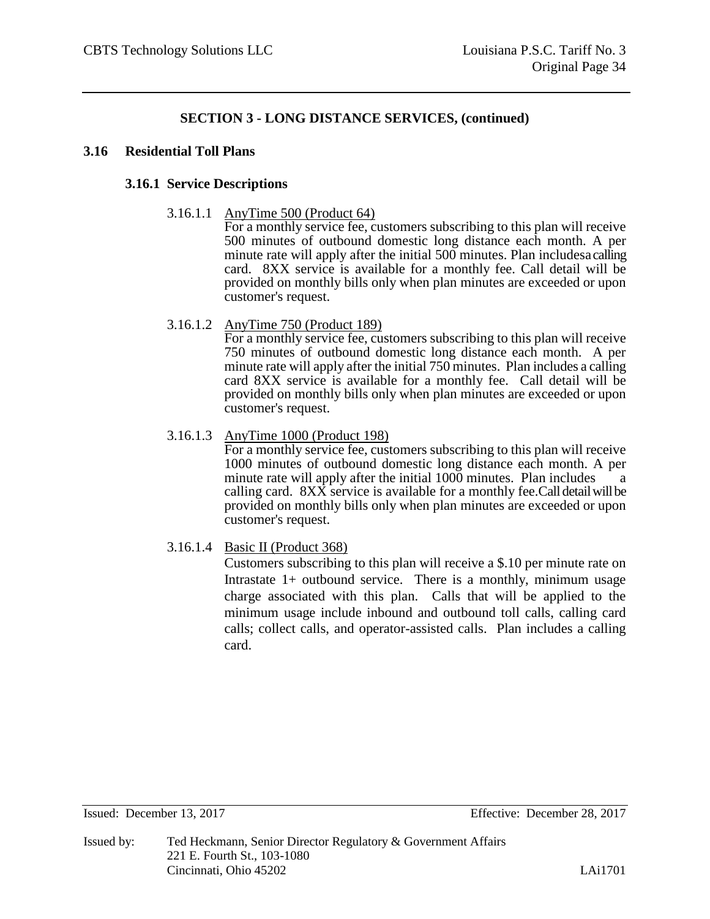## SECTION 3 - LONG DISTANCE SERVICES, (continued)

### 3.16 Residential Toll Plans

#### 3.16.1 Service Descriptions

3.16.1.1 AnyTime 500 (Product 64)

For a monthly service fee, customers subscribing to this plan will receive 500 minutes of outbound domestic long distance each month. A per minute rate will apply after the initial 500 minutes. Plan includesa calling card. 8XX service is available for a monthly fee. Call detail will be provided on monthly bills only when plan minutes are exceeded or upon customer's request.

3.16.1.2 AnyTime 750 (Product 189)

For a monthly service fee, customers subscribing to this plan will receive 750 minutes of outbound domestic long distance each month. A per minute rate will apply after the initial 750 minutes. Plan includes a calling card 8XX service is available for a monthly fee. Call detail will be provided on monthly bills only when plan minutes are exceeded or upon customer's request.

3.16.1.3 AnyTime 1000 (Product 198)

For a monthly service fee, customers subscribing to this plan will receive 1000 minutes of outbound domestic long distance each month. A per minute rate will apply after the initial 1000 minutes. Plan includes a calling card. 8XX service is available for a monthly fee.Call detail will be provided on monthly bills only when plan minutes are exceeded or upon customer's request.

3.16.1.4 Basic II (Product 368)

Customers subscribing to this plan will receive a $.10 per minute rate on Intrastate 1+ outbound service. There is a monthly, minimum usage charge associated with this plan. Calls that will be applied to the minimum usage include inbound and outbound toll calls, calling card calls; collect calls, and operator-assisted calls. Plan includes a calling card.

Issued: December 13, 2017 Effective: December 28, 2017

Issued by: Ted Heckmann, Senior Director Regulatory & Government Affairs
221 E. Fourth St., 103-1080
Cincinnati, Ohio 45202 LAi1701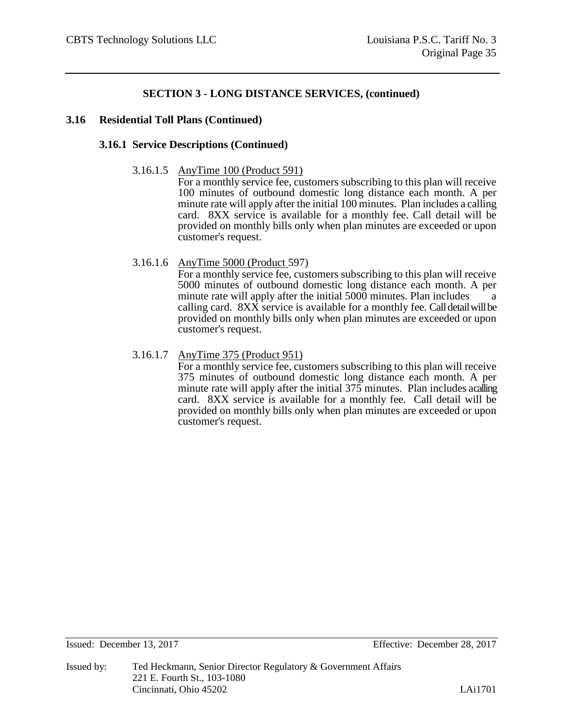## SECTION 3 - LONG DISTANCE SERVICES, (continued)

### 3.16 Residential Toll Plans (Continued)

#### 3.16.1 Service Descriptions (Continued)

3.16.1.5 AnyTime 100 (Product 591)

For a monthly service fee, customers subscribing to this plan will receive 100 minutes of outbound domestic long distance each month. A per minute rate will apply after the initial 100 minutes. Plan includes a calling card. 8XX service is available for a monthly fee. Call detail will be provided on monthly bills only when plan minutes are exceeded or upon customer's request.

3.16.1.6 AnyTime 5000 (Product 597)

For a monthly service fee, customers subscribing to this plan will receive 5000 minutes of outbound domestic long distance each month. A per minute rate will apply after the initial 5000 minutes. Plan includes a calling card. 8XX service is available for a monthly fee. Call detail will be provided on monthly bills only when plan minutes are exceeded or upon customer's request.

3.16.1.7 AnyTime 375 (Product 951)

For a monthly service fee, customers subscribing to this plan will receive 375 minutes of outbound domestic long distance each month. A per minute rate will apply after the initial 375 minutes. Plan includes acalling card. 8XX service is available for a monthly fee. Call detail will be provided on monthly bills only when plan minutes are exceeded or upon customer's request.

Issued: December 13, 2017 Effective: December 28, 2017

Issued by: Ted Heckmann, Senior Director Regulatory & Government Affairs
221 E. Fourth St., 103-1080
Cincinnati, Ohio 45202

LAi1701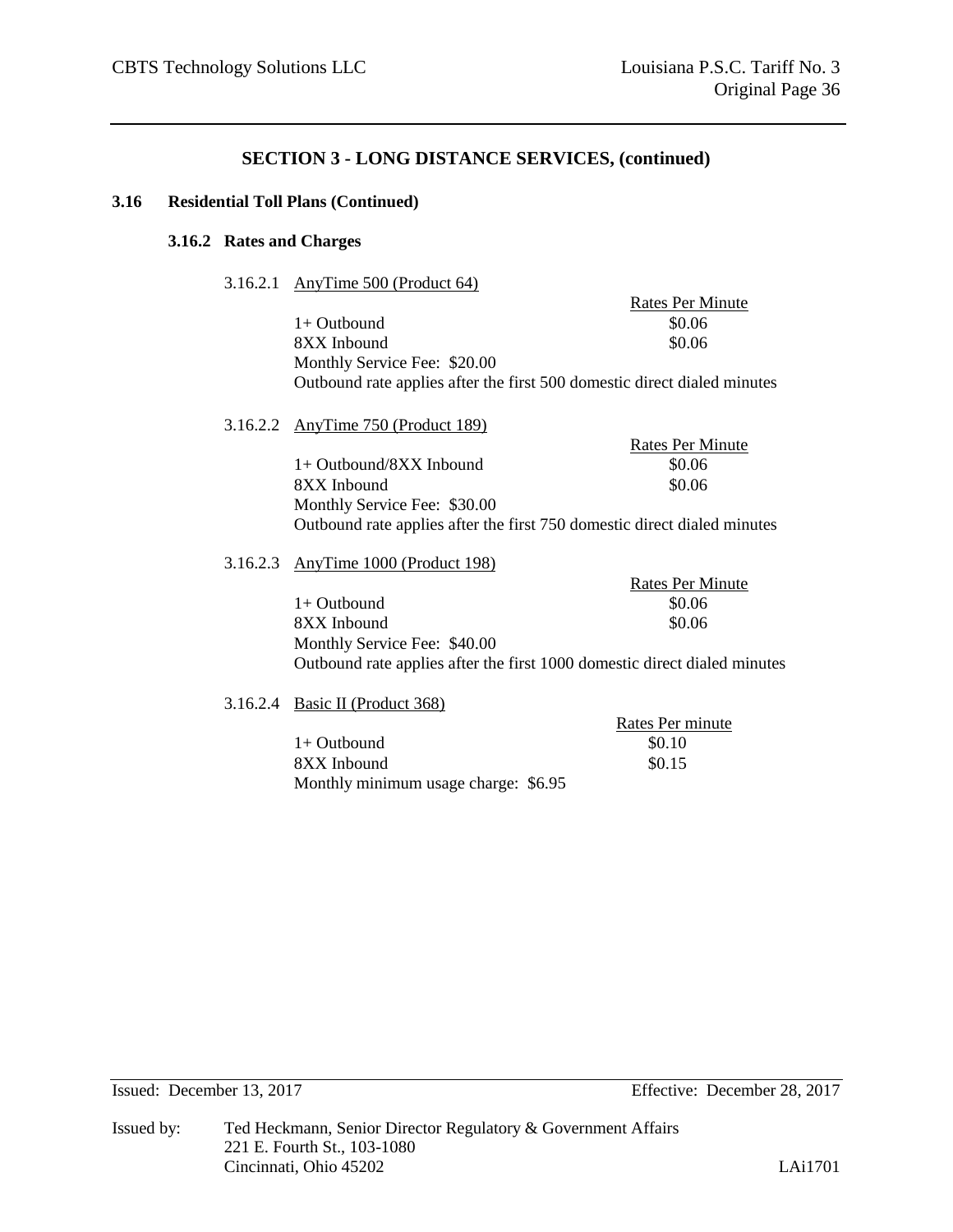## SECTION 3 - LONG DISTANCE SERVICES, (continued)

### 3.16 Residential Toll Plans (Continued)

#### 3.16.2 Rates and Charges

3.16.2.1 AnyTime 500 (Product 64)

| | Rates Per Minute |
|---|---|
| 1+ Outbound | $0.06 |
| 8XX Inbound | $0.06 |

Monthly Service Fee: $20.00

Outbound rate applies after the first 500 domestic direct dialed minutes

3.16.2.2 AnyTime 750 (Product 189)

| | Rates Per Minute |
|---|---|
| 1+ Outbound/8XX Inbound | $0.06 |
| 8XX Inbound | $0.06 |

Monthly Service Fee: $30.00

Outbound rate applies after the first 750 domestic direct dialed minutes

3.16.2.3 AnyTime 1000 (Product 198)

| | Rates Per Minute |
|---|---|
| 1+ Outbound | $0.06 |
| 8XX Inbound | $0.06 |

Monthly Service Fee: $40.00

Outbound rate applies after the first 1000 domestic direct dialed minutes

3.16.2.4 Basic II (Product 368)

| | Rates Per minute |
|---|---|
| 1+ Outbound | $0.10 |
| 8XX Inbound | $0.15 |

Monthly minimum usage charge: $6.95

Issued: December 13, 2017 Effective: December 28, 2017

Issued by: Ted Heckmann, Senior Director Regulatory & Government Affairs
221 E. Fourth St., 103-1080
Cincinnati, Ohio 45202 LAi1701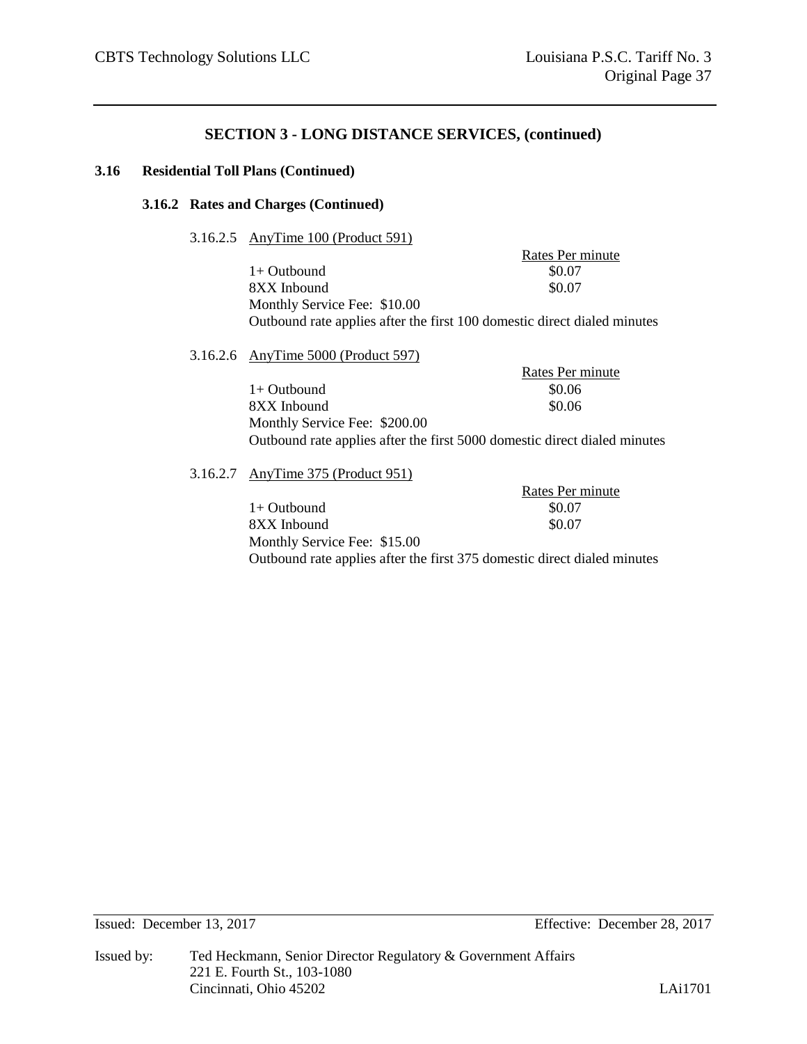## SECTION 3 - LONG DISTANCE SERVICES, (continued)

**3.16 Residential Toll Plans (Continued)**

**3.16.2 Rates and Charges (Continued)**

3.16.2.5 AnyTime 100 (Product 591)

| | Rates Per minute |
|---|---|
| 1+ Outbound | $0.07 |
| 8XX Inbound | $0.07 |

Monthly Service Fee: $10.00

Outbound rate applies after the first 100 domestic direct dialed minutes

3.16.2.6 AnyTime 5000 (Product 597)

| | Rates Per minute |
|---|---|
| 1+ Outbound | $0.06 |
| 8XX Inbound | $0.06 |

Monthly Service Fee: $200.00

Outbound rate applies after the first 5000 domestic direct dialed minutes

3.16.2.7 AnyTime 375 (Product 951)

| | Rates Per minute |
|---|---|
| 1+ Outbound | $0.07 |
| 8XX Inbound | $0.07 |

Monthly Service Fee: $15.00

Outbound rate applies after the first 375 domestic direct dialed minutes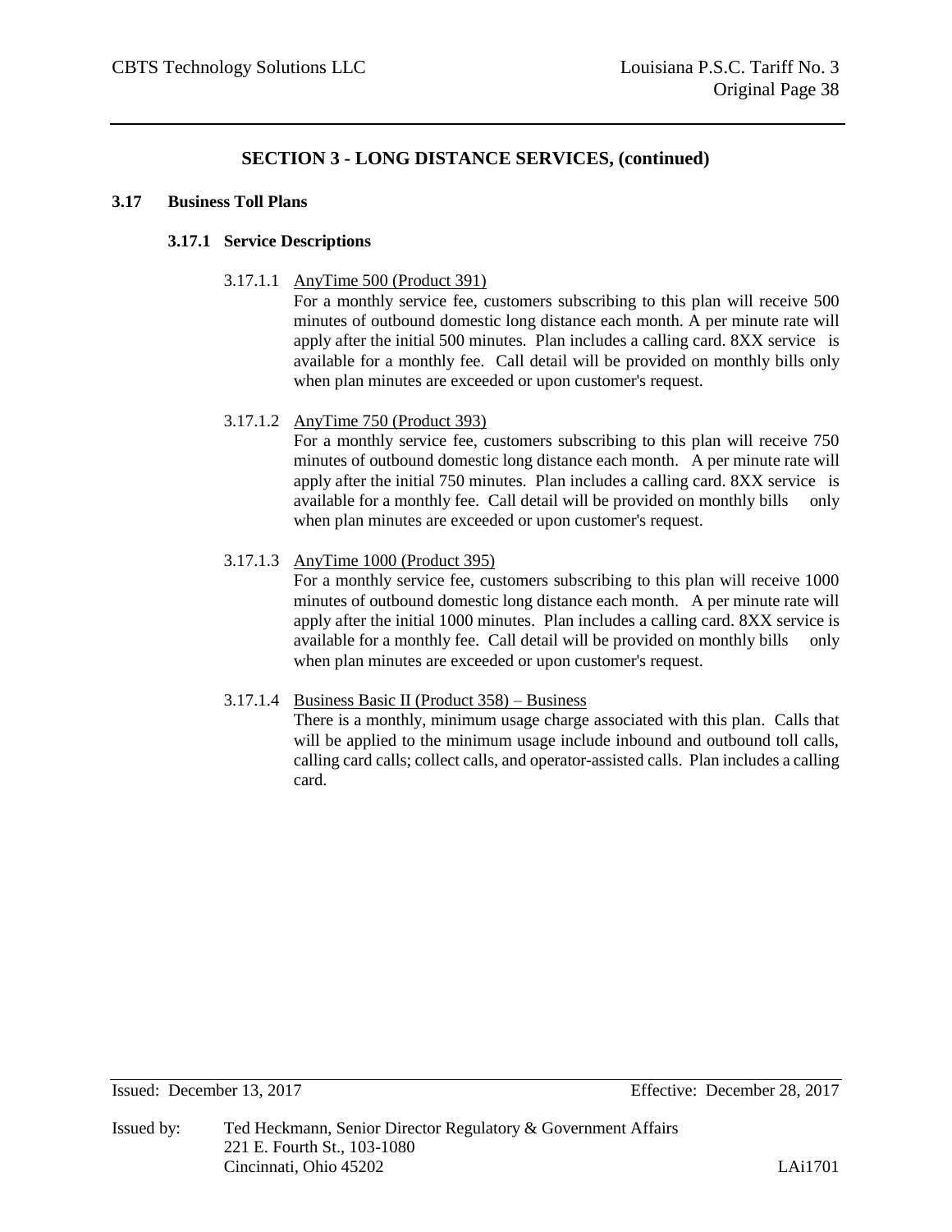## SECTION 3 - LONG DISTANCE SERVICES, (continued)

### 3.17 Business Toll Plans

#### 3.17.1 Service Descriptions

3.17.1.1 AnyTime 500 (Product 391)

For a monthly service fee, customers subscribing to this plan will receive 500 minutes of outbound domestic long distance each month. A per minute rate will apply after the initial 500 minutes. Plan includes a calling card. 8XX service is available for a monthly fee. Call detail will be provided on monthly bills only when plan minutes are exceeded or upon customer's request.

3.17.1.2 AnyTime 750 (Product 393)

For a monthly service fee, customers subscribing to this plan will receive 750 minutes of outbound domestic long distance each month. A per minute rate will apply after the initial 750 minutes. Plan includes a calling card. 8XX service is available for a monthly fee. Call detail will be provided on monthly bills only when plan minutes are exceeded or upon customer's request.

3.17.1.3 AnyTime 1000 (Product 395)

For a monthly service fee, customers subscribing to this plan will receive 1000 minutes of outbound domestic long distance each month. A per minute rate will apply after the initial 1000 minutes. Plan includes a calling card. 8XX service is available for a monthly fee. Call detail will be provided on monthly bills only when plan minutes are exceeded or upon customer's request.

3.17.1.4 Business Basic II (Product 358) – Business

There is a monthly, minimum usage charge associated with this plan. Calls that will be applied to the minimum usage include inbound and outbound toll calls, calling card calls; collect calls, and operator-assisted calls. Plan includes a calling card.

Issued: December 13, 2017 Effective: December 28, 2017

Issued by: Ted Heckmann, Senior Director Regulatory & Government Affairs
221 E. Fourth St., 103-1080
Cincinnati, Ohio 45202 LAi1701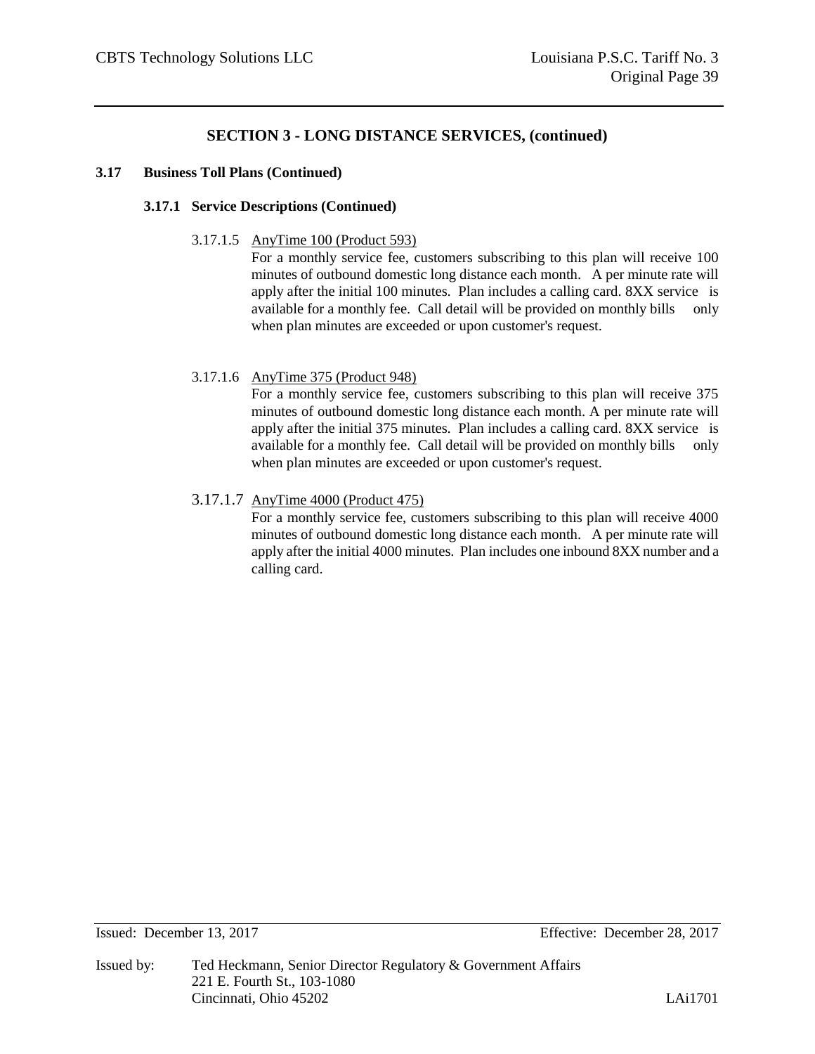## SECTION 3 - LONG DISTANCE SERVICES, (continued)

### 3.17 Business Toll Plans (Continued)

#### 3.17.1 Service Descriptions (Continued)

3.17.1.5 AnyTime 100 (Product 593)

For a monthly service fee, customers subscribing to this plan will receive 100 minutes of outbound domestic long distance each month. A per minute rate will apply after the initial 100 minutes. Plan includes a calling card. 8XX service is available for a monthly fee. Call detail will be provided on monthly bills only when plan minutes are exceeded or upon customer's request.

3.17.1.6 AnyTime 375 (Product 948)

For a monthly service fee, customers subscribing to this plan will receive 375 minutes of outbound domestic long distance each month. A per minute rate will apply after the initial 375 minutes. Plan includes a calling card. 8XX service is available for a monthly fee. Call detail will be provided on monthly bills only when plan minutes are exceeded or upon customer's request.

3.17.1.7 AnyTime 4000 (Product 475)

For a monthly service fee, customers subscribing to this plan will receive 4000 minutes of outbound domestic long distance each month. A per minute rate will apply after the initial 4000 minutes. Plan includes one inbound 8XX number and a calling card.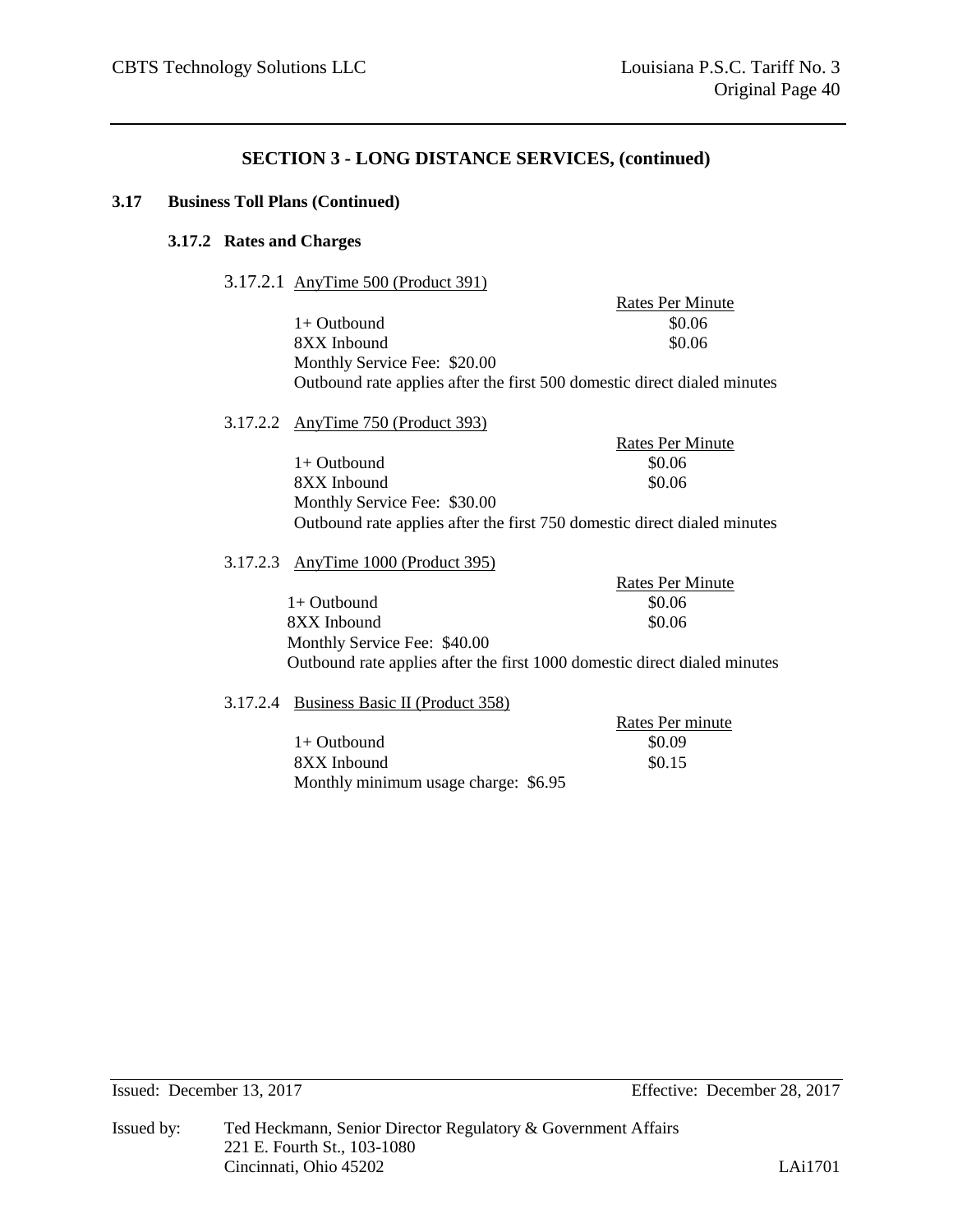## SECTION 3 - LONG DISTANCE SERVICES, (continued)

### 3.17 Business Toll Plans (Continued)

#### 3.17.2 Rates and Charges

3.17.2.1 AnyTime 500 (Product 391)

| | Rates Per Minute |
|---|---|
| 1+ Outbound | $0.06 |
| 8XX Inbound | $0.06 |

Monthly Service Fee: $20.00

Outbound rate applies after the first 500 domestic direct dialed minutes

3.17.2.2 AnyTime 750 (Product 393)

| | Rates Per Minute |
|---|---|
| 1+ Outbound | $0.06 |
| 8XX Inbound | $0.06 |

Monthly Service Fee: $30.00

Outbound rate applies after the first 750 domestic direct dialed minutes

3.17.2.3 AnyTime 1000 (Product 395)

| | Rates Per Minute |
|---|---|
| 1+ Outbound | $0.06 |
| 8XX Inbound | $0.06 |

Monthly Service Fee: $40.00

Outbound rate applies after the first 1000 domestic direct dialed minutes

3.17.2.4 Business Basic II (Product 358)

| | Rates Per minute |
|---|---|
| 1+ Outbound | $0.09 |
| 8XX Inbound | $0.15 |

Monthly minimum usage charge: $6.95

Issued: December 13, 2017 Effective: December 28, 2017

Issued by: Ted Heckmann, Senior Director Regulatory & Government Affairs
221 E. Fourth St., 103-1080
Cincinnati, Ohio 45202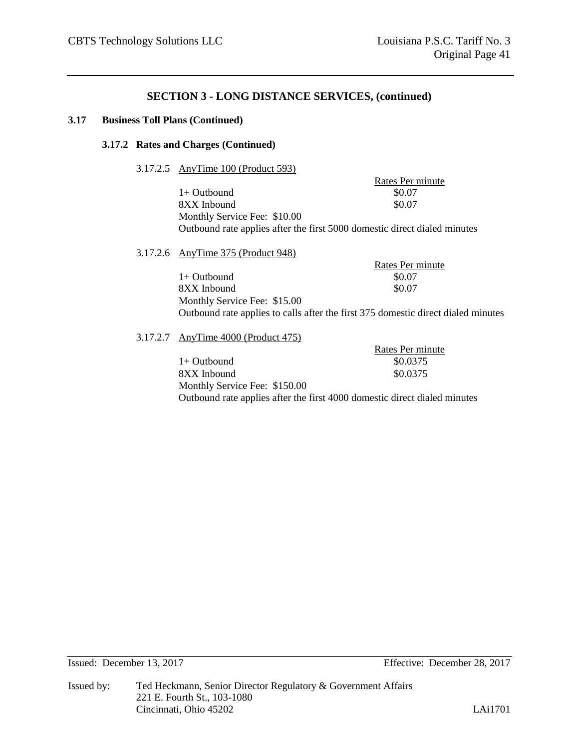## SECTION 3 - LONG DISTANCE SERVICES, (continued)

### 3.17 Business Toll Plans (Continued)

#### 3.17.2 Rates and Charges (Continued)

3.17.2.5 AnyTime 100 (Product 593)

| | Rates Per minute |
|---|---|
| 1+ Outbound | $0.07 |
| 8XX Inbound | $0.07 |

Monthly Service Fee: $10.00

Outbound rate applies after the first 5000 domestic direct dialed minutes

3.17.2.6 AnyTime 375 (Product 948)

| | Rates Per minute |
|---|---|
| 1+ Outbound | $0.07 |
| 8XX Inbound | $0.07 |

Monthly Service Fee: $15.00

Outbound rate applies to calls after the first 375 domestic direct dialed minutes

3.17.2.7 AnyTime 4000 (Product 475)

| | Rates Per minute |
|---|---|
| 1+ Outbound | $0.0375 |
| 8XX Inbound | $0.0375 |

Monthly Service Fee: $150.00

Outbound rate applies after the first 4000 domestic direct dialed minutes

Issued: December 13, 2017 Effective: December 28, 2017

Issued by: Ted Heckmann, Senior Director Regulatory & Government Affairs
221 E. Fourth St., 103-1080
Cincinnati, Ohio 45202

LAi1701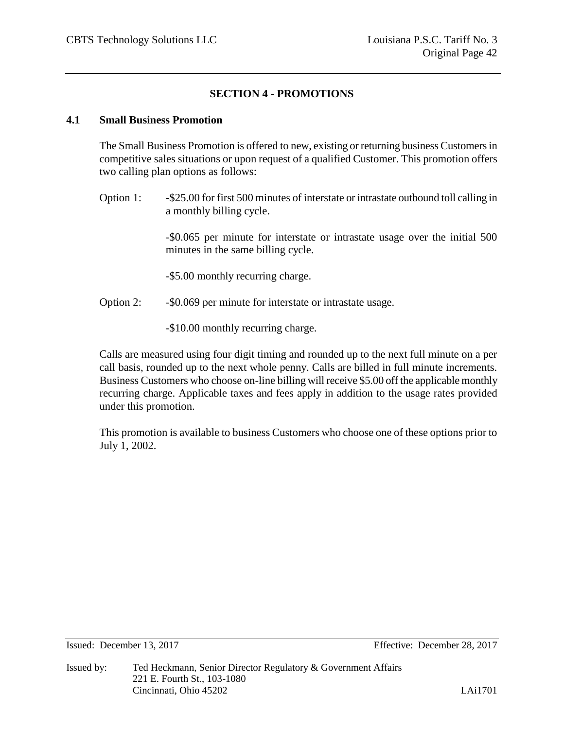## SECTION 4 - PROMOTIONS

### 4.1 Small Business Promotion

The Small Business Promotion is offered to new, existing or returning business Customers in competitive sales situations or upon request of a qualified Customer. This promotion offers two calling plan options as follows:

Option 1: -$25.00 for first 500 minutes of interstate or intrastate outbound toll calling in a monthly billing cycle.

-$0.065 per minute for interstate or intrastate usage over the initial 500 minutes in the same billing cycle.

-$5.00 monthly recurring charge.

Option 2: -$0.069 per minute for interstate or intrastate usage.

-$10.00 monthly recurring charge.

Calls are measured using four digit timing and rounded up to the next full minute on a per call basis, rounded up to the next whole penny. Calls are billed in full minute increments. Business Customers who choose on-line billing will receive $5.00 off the applicable monthly recurring charge. Applicable taxes and fees apply in addition to the usage rates provided under this promotion.

This promotion is available to business Customers who choose one of these options prior to July 1, 2002.